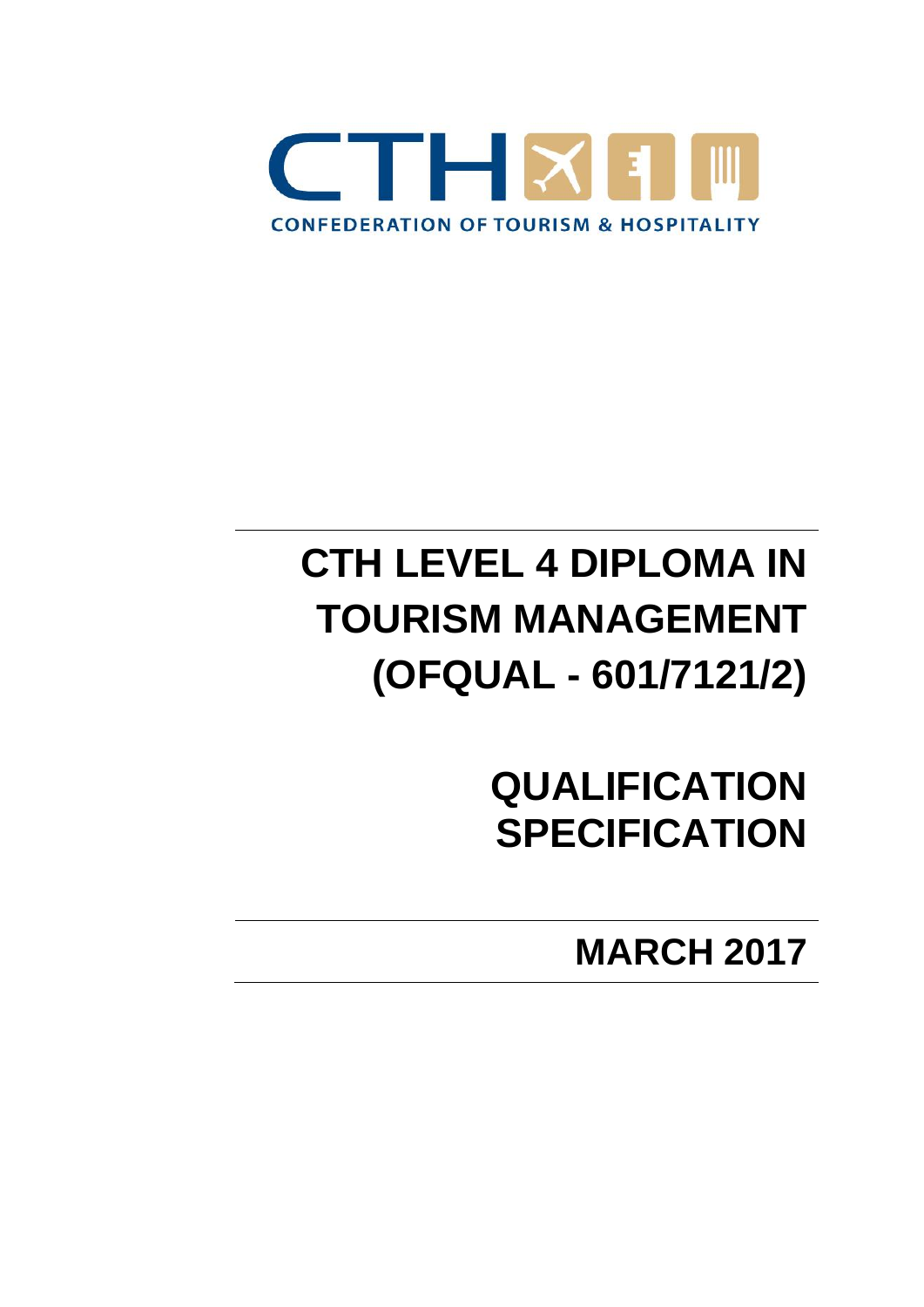CTH

CONFEDERATION OF TOURISM & HOSPITALITY

# CTH LEVEL 4 DIPLOMA IN TOURISM MANAGEMENT (OFQUAL - 601/7121/2)

# QUALIFICATION SPECIFICATION

## MARCH 2017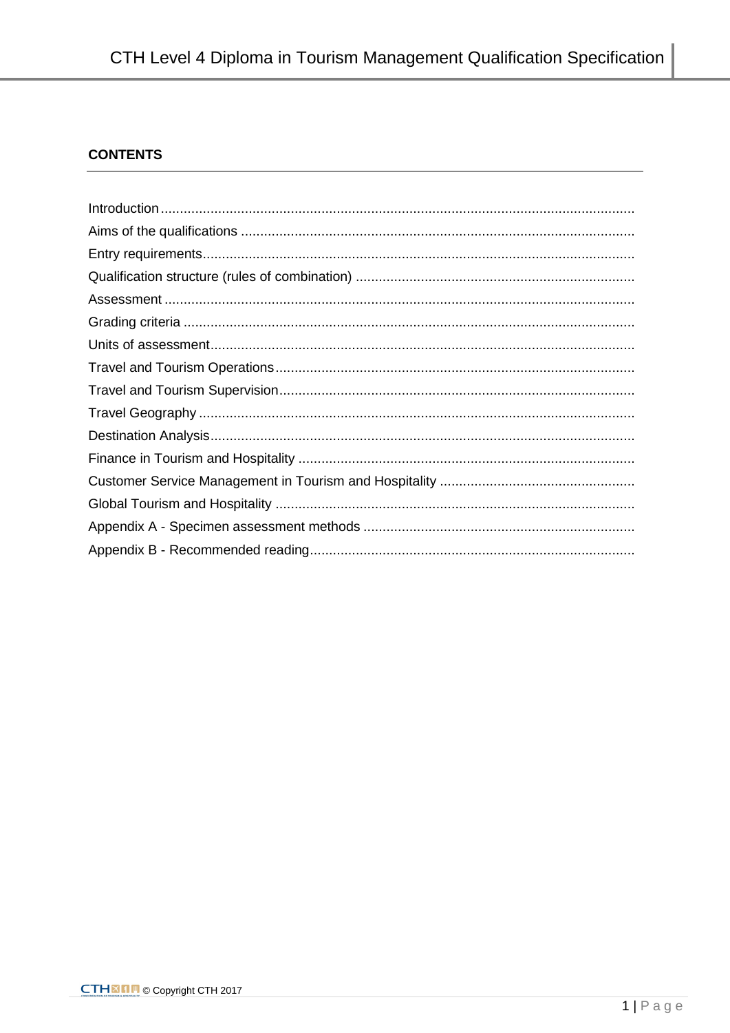**CONTENTS**

Introduction
Aims of the qualifications
Entry requirements
Qualification structure (rules of combination)
Assessment
Grading criteria
Units of assessment
Travel and Tourism Operations
Travel and Tourism Supervision
Travel Geography
Destination Analysis
Finance in Tourism and Hospitality
Customer Service Management in Tourism and Hospitality
Global Tourism and Hospitality
Appendix A - Specimen assessment methods
Appendix B - Recommended reading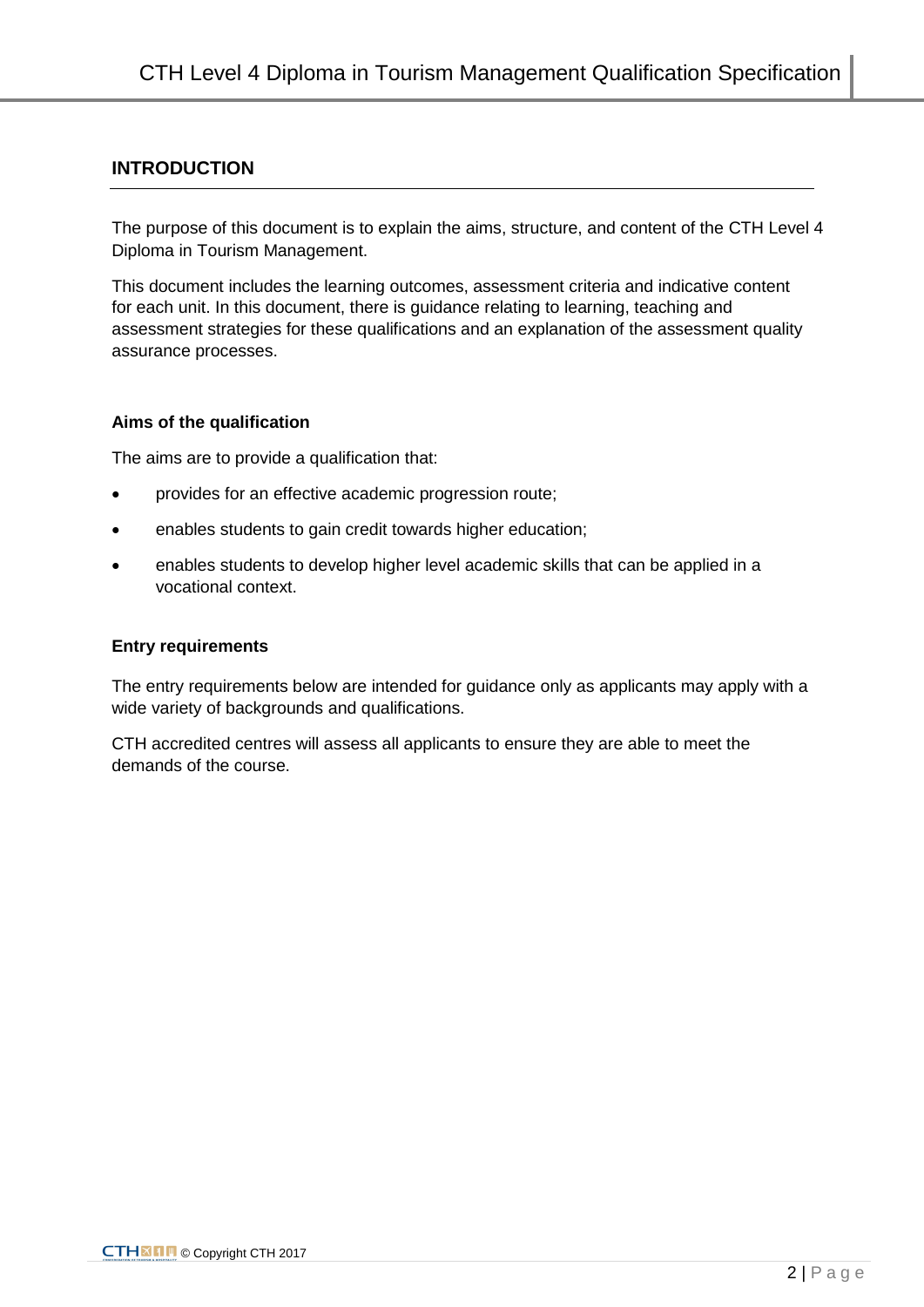## INTRODUCTION

The purpose of this document is to explain the aims, structure, and content of the CTH Level 4 Diploma in Tourism Management.

This document includes the learning outcomes, assessment criteria and indicative content for each unit. In this document, there is guidance relating to learning, teaching and assessment strategies for these qualifications and an explanation of the assessment quality assurance processes.

### Aims of the qualification

The aims are to provide a qualification that:

- provides for an effective academic progression route;
- enables students to gain credit towards higher education;
- enables students to develop higher level academic skills that can be applied in a vocational context.

### Entry requirements

The entry requirements below are intended for guidance only as applicants may apply with a wide variety of backgrounds and qualifications.

CTH accredited centres will assess all applicants to ensure they are able to meet the demands of the course.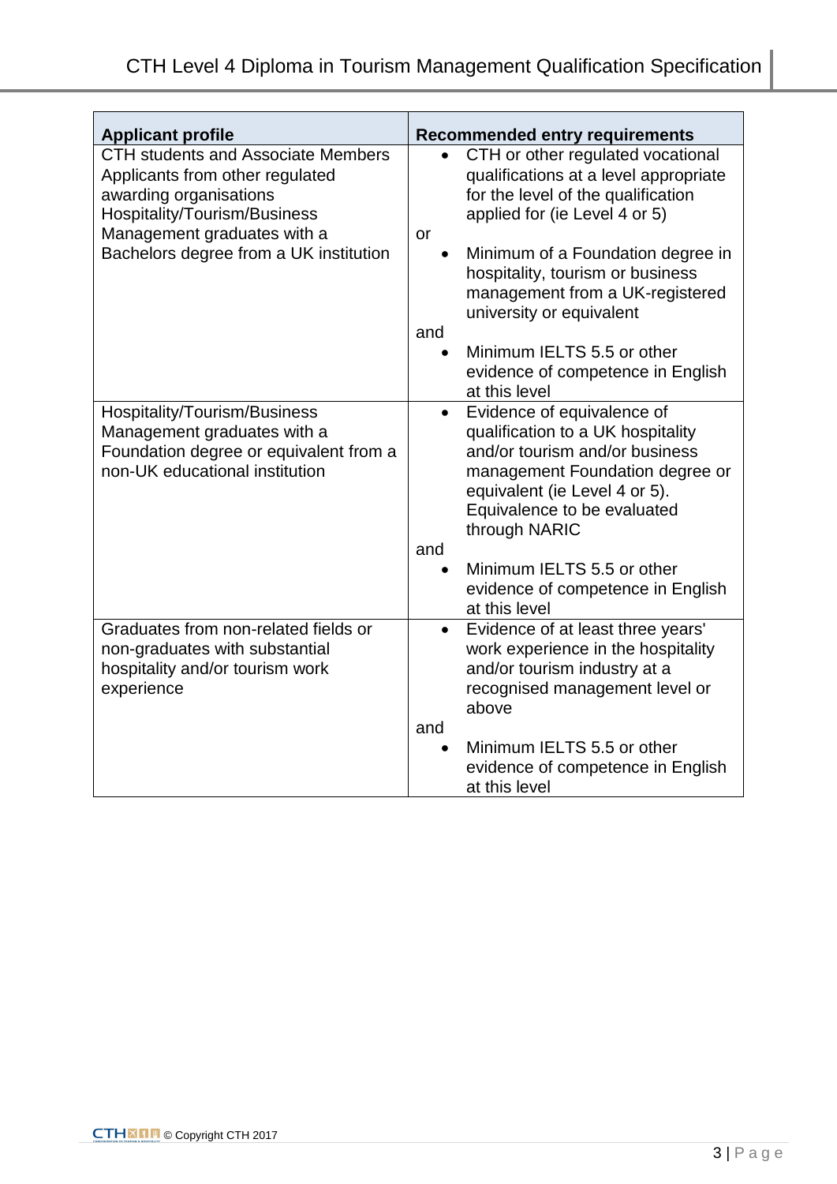| Applicant profile | Recommended entry requirements |
|---|---|
| CTH students and Associate Members<br>Applicants from other regulated awarding organisations<br>Hospitality/Tourism/Business Management graduates with a Bachelors degree from a UK institution | • CTH or other regulated vocational qualifications at a level appropriate for the level of the qualification applied for (ie Level 4 or 5)<br>or<br>• Minimum of a Foundation degree in hospitality, tourism or business management from a UK-registered university or equivalent<br>and<br>• Minimum IELTS 5.5 or other evidence of competence in English at this level |
| Hospitality/Tourism/Business Management graduates with a Foundation degree or equivalent from a non-UK educational institution | • Evidence of equivalence of qualification to a UK hospitality and/or tourism and/or business management Foundation degree or equivalent (ie Level 4 or 5). Equivalence to be evaluated through NARIC<br>and<br>• Minimum IELTS 5.5 or other evidence of competence in English at this level |
| Graduates from non-related fields or non-graduates with substantial hospitality and/or tourism work experience | • Evidence of at least three years' work experience in the hospitality and/or tourism industry at a recognised management level or above<br>and<br>• Minimum IELTS 5.5 or other evidence of competence in English at this level |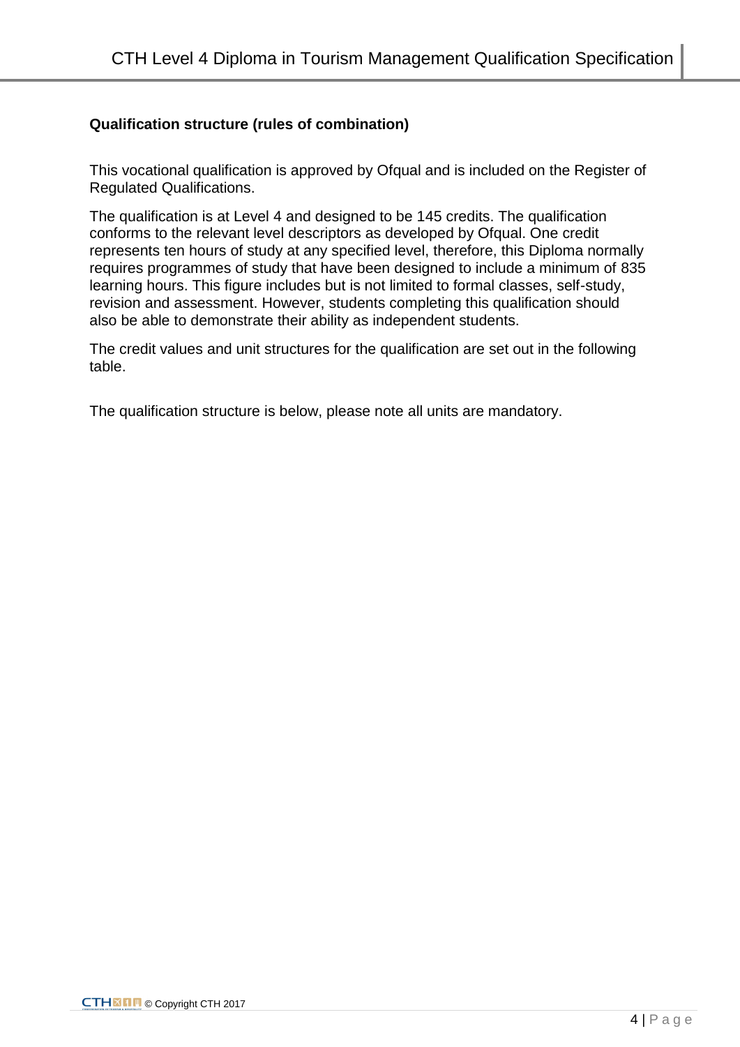**Qualification structure (rules of combination)**

This vocational qualification is approved by Ofqual and is included on the Register of Regulated Qualifications.

The qualification is at Level 4 and designed to be 145 credits. The qualification conforms to the relevant level descriptors as developed by Ofqual. One credit represents ten hours of study at any specified level, therefore, this Diploma normally requires programmes of study that have been designed to include a minimum of 835 learning hours. This figure includes but is not limited to formal classes, self-study, revision and assessment. However, students completing this qualification should also be able to demonstrate their ability as independent students.

The credit values and unit structures for the qualification are set out in the following table.

The qualification structure is below, please note all units are mandatory.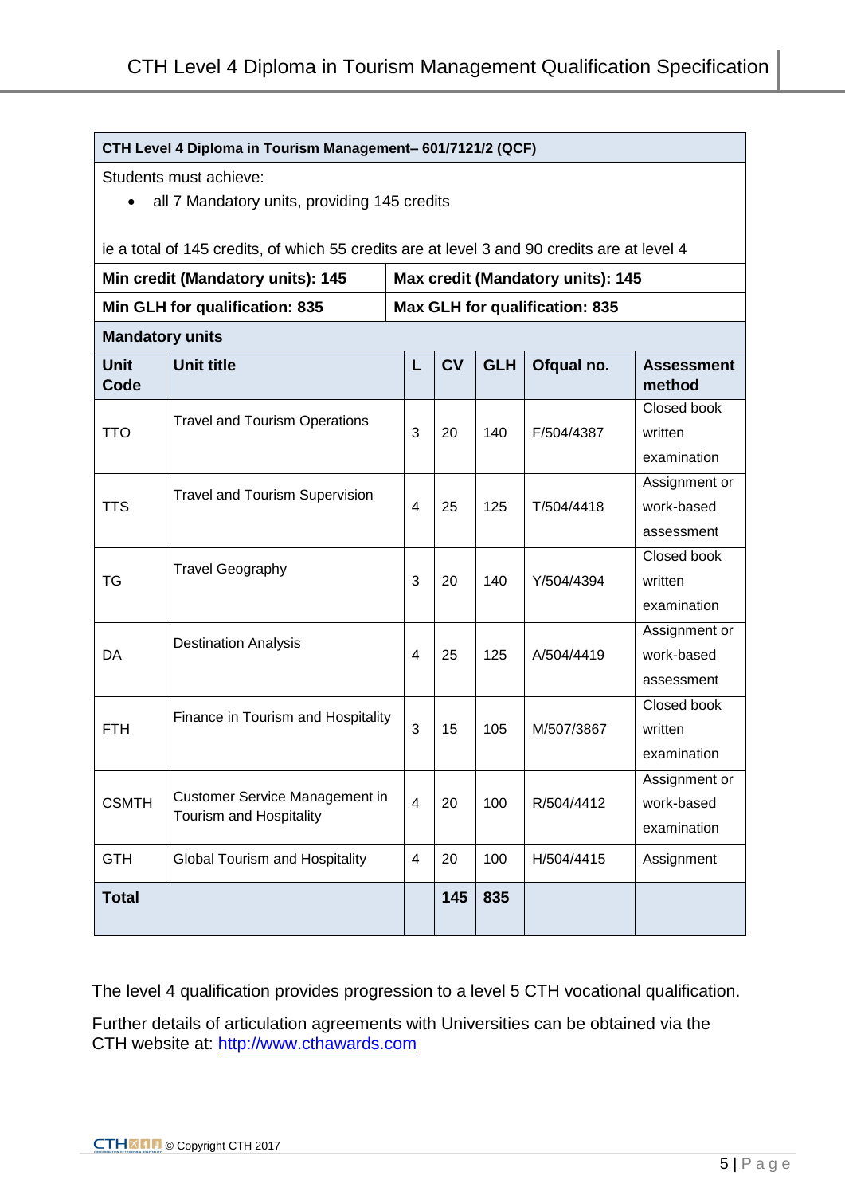| CTH Level 4 Diploma in Tourism Management– 601/7121/2 (QCF) | | | | | | |
|---|---|---|---|---|---|---|
| Students must achieve:<br>• all 7 Mandatory units, providing 145 credits<br><br>ie a total of 145 credits, of which 55 credits are at level 3 and 90 credits are at level 4 | | | | | | |
| **Min credit (Mandatory units): 145** | | **Max credit (Mandatory units): 145** | | | | |
| **Min GLH for qualification: 835** | | **Max GLH for qualification: 835** | | | | |
| **Mandatory units** | | | | | | |
| **Unit Code** | **Unit title** | **L** | **CV** | **GLH** | **Ofqual no.** | **Assessment method** |
| TTO | Travel and Tourism Operations | 3 | 20 | 140 | F/504/4387 | Closed book written examination |
| TTS | Travel and Tourism Supervision | 4 | 25 | 125 | T/504/4418 | Assignment or work-based assessment |
| TG | Travel Geography | 3 | 20 | 140 | Y/504/4394 | Closed book written examination |
| DA | Destination Analysis | 4 | 25 | 125 | A/504/4419 | Assignment or work-based assessment |
| FTH | Finance in Tourism and Hospitality | 3 | 15 | 105 | M/507/3867 | Closed book written examination |
| CSMTH | Customer Service Management in Tourism and Hospitality | 4 | 20 | 100 | R/504/4412 | Assignment or work-based examination |
| GTH | Global Tourism and Hospitality | 4 | 20 | 100 | H/504/4415 | Assignment |
| **Total** | | | **145** | **835** | | |

The level 4 qualification provides progression to a level 5 CTH vocational qualification.

Further details of articulation agreements with Universities can be obtained via the CTH website at: http://www.cthawards.com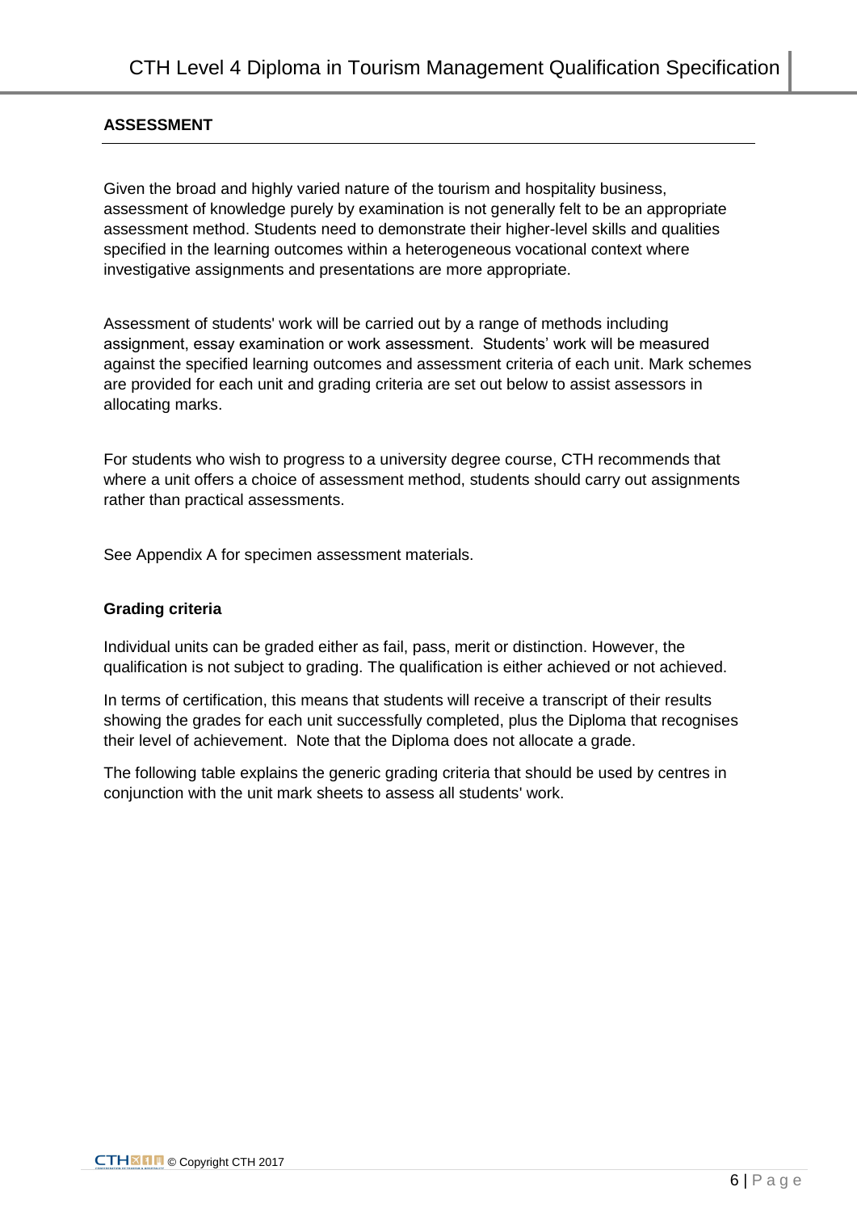## ASSESSMENT

Given the broad and highly varied nature of the tourism and hospitality business, assessment of knowledge purely by examination is not generally felt to be an appropriate assessment method. Students need to demonstrate their higher-level skills and qualities specified in the learning outcomes within a heterogeneous vocational context where investigative assignments and presentations are more appropriate.

Assessment of students' work will be carried out by a range of methods including assignment, essay examination or work assessment. Students' work will be measured against the specified learning outcomes and assessment criteria of each unit. Mark schemes are provided for each unit and grading criteria are set out below to assist assessors in allocating marks.

For students who wish to progress to a university degree course, CTH recommends that where a unit offers a choice of assessment method, students should carry out assignments rather than practical assessments.

See Appendix A for specimen assessment materials.

### Grading criteria

Individual units can be graded either as fail, pass, merit or distinction. However, the qualification is not subject to grading. The qualification is either achieved or not achieved.

In terms of certification, this means that students will receive a transcript of their results showing the grades for each unit successfully completed, plus the Diploma that recognises their level of achievement. Note that the Diploma does not allocate a grade.

The following table explains the generic grading criteria that should be used by centres in conjunction with the unit mark sheets to assess all students' work.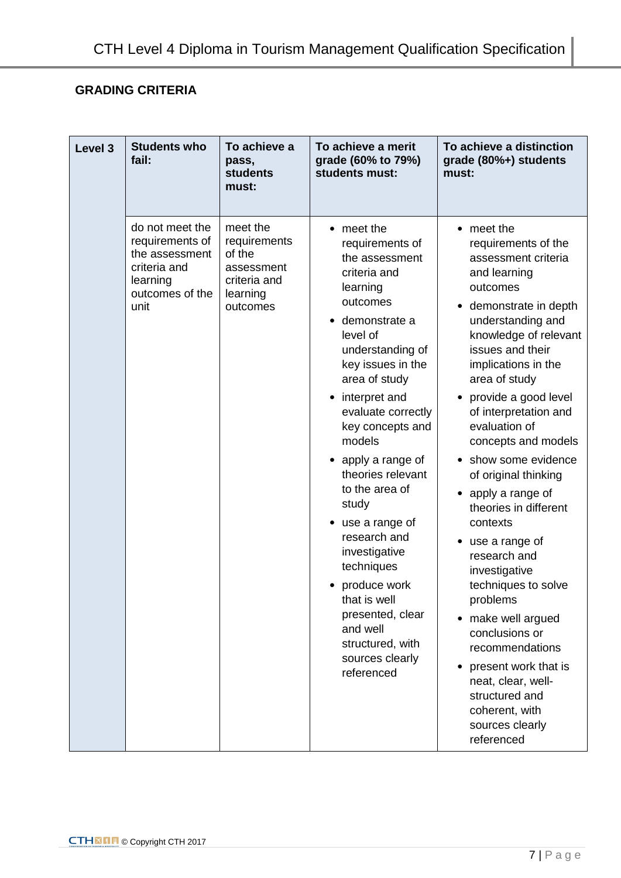## GRADING CRITERIA

| Level 3 | Students who fail: | To achieve a pass, students must: | To achieve a merit grade (60% to 79%) students must: | To achieve a distinction grade (80%+) students must: |
|---|---|---|---|---|
| | do not meet the requirements of the assessment criteria and learning outcomes of the unit | meet the requirements of the assessment criteria and learning outcomes | • meet the requirements of the assessment criteria and learning outcomes<br>• demonstrate a level of understanding of key issues in the area of study<br>• interpret and evaluate correctly key concepts and models<br>• apply a range of theories relevant to the area of study<br>• use a range of research and investigative techniques<br>• produce work that is well presented, clear and well structured, with sources clearly referenced | • meet the requirements of the assessment criteria and learning outcomes<br>• demonstrate in depth understanding and knowledge of relevant issues and their implications in the area of study<br>• provide a good level of interpretation and evaluation of concepts and models<br>• show some evidence of original thinking<br>• apply a range of theories in different contexts<br>• use a range of research and investigative techniques to solve problems<br>• make well argued conclusions or recommendations<br>• present work that is neat, clear, well-structured and coherent, with sources clearly referenced |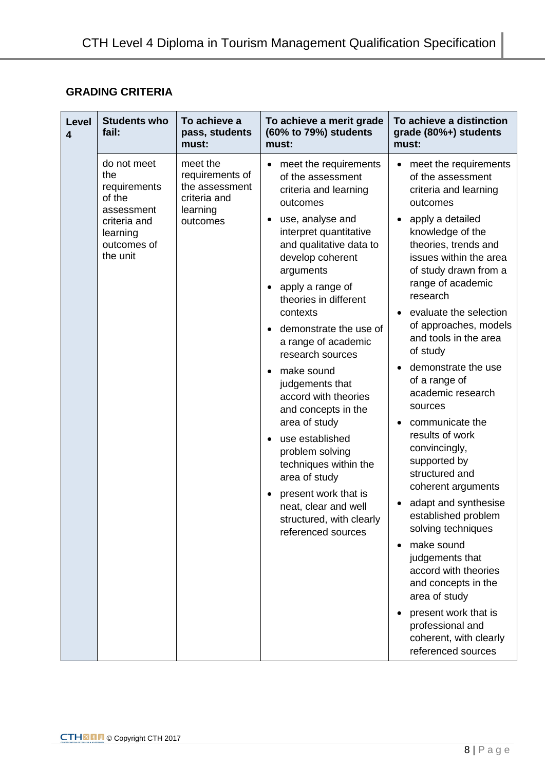## GRADING CRITERIA

| Level 4 | Students who fail: | To achieve a pass, students must: | To achieve a merit grade (60% to 79%) students must: | To achieve a distinction grade (80%+) students must: |
|---|---|---|---|---|
| | do not meet the requirements of the assessment criteria and learning outcomes of the unit | meet the requirements of the assessment criteria and learning outcomes | • meet the requirements of the assessment criteria and learning outcomes<br>• use, analyse and interpret quantitative and qualitative data to develop coherent arguments<br>• apply a range of theories in different contexts<br>• demonstrate the use of a range of academic research sources<br>• make sound judgements that accord with theories and concepts in the area of study<br>• use established problem solving techniques within the area of study<br>• present work that is neat, clear and well structured, with clearly referenced sources | • meet the requirements of the assessment criteria and learning outcomes<br>• apply a detailed knowledge of the theories, trends and issues within the area of study drawn from a range of academic research<br>• evaluate the selection of approaches, models and tools in the area of study<br>• demonstrate the use of a range of academic research sources<br>• communicate the results of work convincingly, supported by structured and coherent arguments<br>• adapt and synthesise established problem solving techniques<br>• make sound judgements that accord with theories and concepts in the area of study<br>• present work that is professional and coherent, with clearly referenced sources |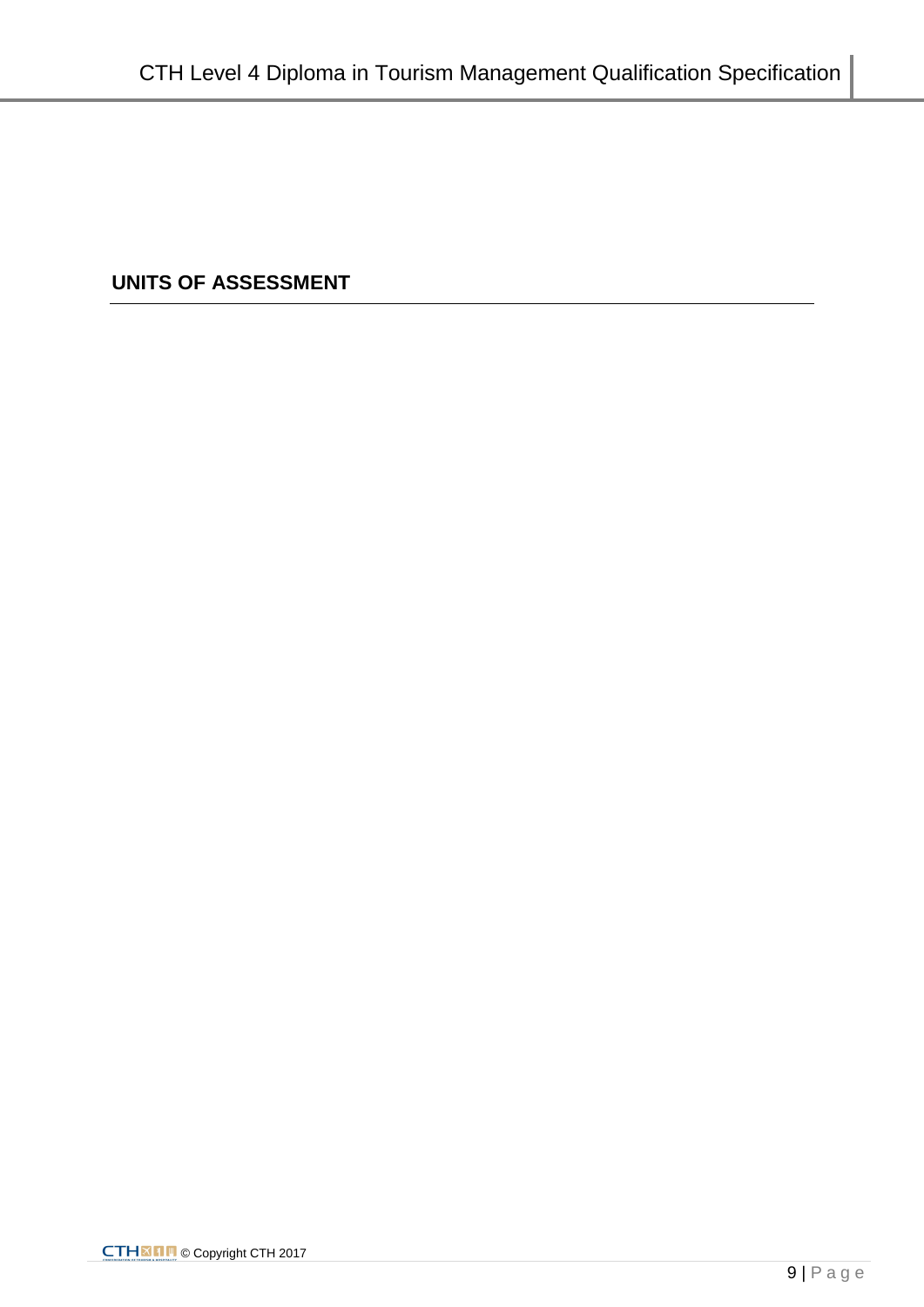## UNITS OF ASSESSMENT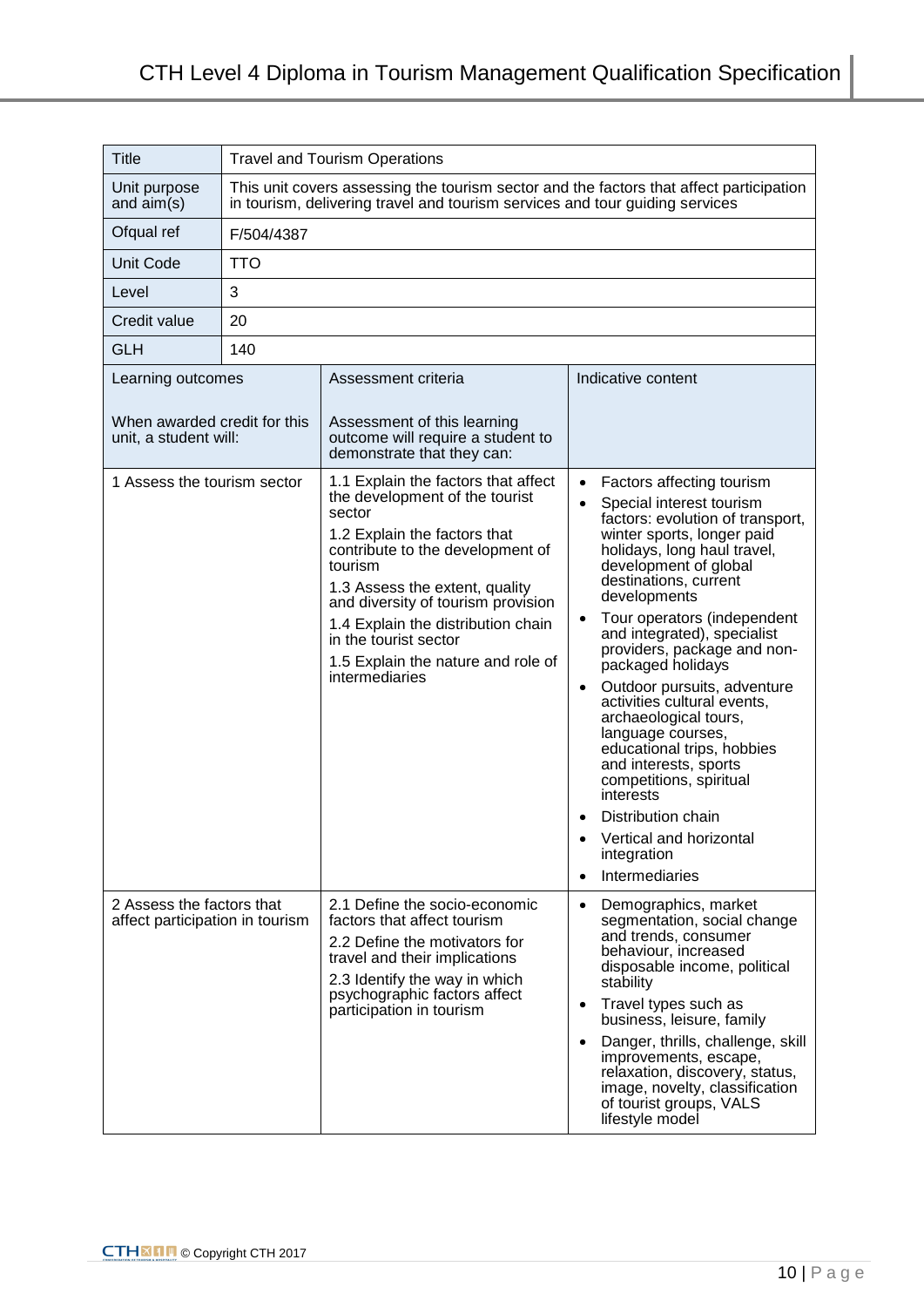| Title | Travel and Tourism Operations | |
|---|---|---|
| Unit purpose and aim(s) | This unit covers assessing the tourism sector and the factors that affect participation in tourism, delivering travel and tourism services and tour guiding services | |
| Ofqual ref | F/504/4387 | |
| Unit Code | TTO | |
| Level | 3 | |
| Credit value | 20 | |
| GLH | 140 | |

| Learning outcomes<br><br>When awarded credit for this unit, a student will: | Assessment criteria<br><br>Assessment of this learning outcome will require a student to demonstrate that they can: | Indicative content |
|---|---|---|
| 1 Assess the tourism sector | 1.1 Explain the factors that affect the development of the tourist sector<br><br>1.2 Explain the factors that contribute to the development of tourism<br><br>1.3 Assess the extent, quality and diversity of tourism provision<br><br>1.4 Explain the distribution chain in the tourist sector<br><br>1.5 Explain the nature and role of intermediaries | • Factors affecting tourism<br>• Special interest tourism factors: evolution of transport, winter sports, longer paid holidays, long haul travel, development of global destinations, current developments<br>• Tour operators (independent and integrated), specialist providers, package and non-packaged holidays<br>• Outdoor pursuits, adventure activities cultural events, archaeological tours, language courses, educational trips, hobbies and interests, sports competitions, spiritual interests<br>• Distribution chain<br>• Vertical and horizontal integration<br>• Intermediaries |
| 2 Assess the factors that affect participation in tourism | 2.1 Define the socio-economic factors that affect tourism<br><br>2.2 Define the motivators for travel and their implications<br><br>2.3 Identify the way in which psychographic factors affect participation in tourism | • Demographics, market segmentation, social change and trends, consumer behaviour, increased disposable income, political stability<br>• Travel types such as business, leisure, family<br>• Danger, thrills, challenge, skill improvements, escape, relaxation, discovery, status, image, novelty, classification of tourist groups, VALS lifestyle model |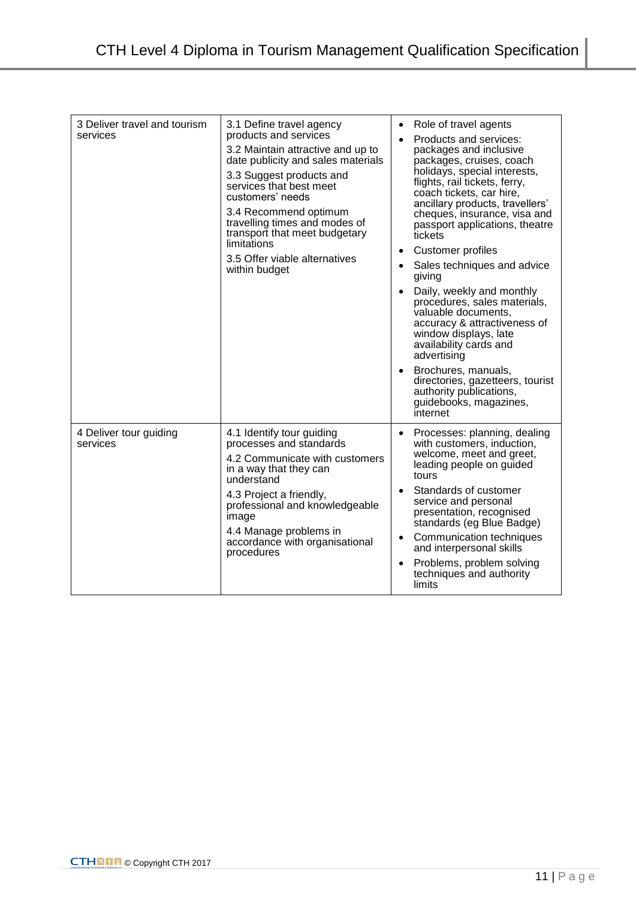| | | |
|---|---|---|
| 3 Deliver travel and tourism services | 3.1 Define travel agency products and services<br>3.2 Maintain attractive and up to date publicity and sales materials<br>3.3 Suggest products and services that best meet customers' needs<br>3.4 Recommend optimum travelling times and modes of transport that meet budgetary limitations<br>3.5 Offer viable alternatives within budget | • Role of travel agents<br>• Products and services: packages and inclusive packages, cruises, coach holidays, special interests, flights, rail tickets, ferry, coach tickets, car hire, ancillary products, travellers' cheques, insurance, visa and passport applications, theatre tickets<br>• Customer profiles<br>• Sales techniques and advice giving<br>• Daily, weekly and monthly procedures, sales materials, valuable documents, accuracy & attractiveness of window displays, late availability cards and advertising<br>• Brochures, manuals, directories, gazetteers, tourist authority publications, guidebooks, magazines, internet |
| 4 Deliver tour guiding services | 4.1 Identify tour guiding processes and standards<br>4.2 Communicate with customers in a way that they can understand<br>4.3 Project a friendly, professional and knowledgeable image<br>4.4 Manage problems in accordance with organisational procedures | • Processes: planning, dealing with customers, induction, welcome, meet and greet, leading people on guided tours<br>• Standards of customer service and personal presentation, recognised standards (eg Blue Badge)<br>• Communication techniques and interpersonal skills<br>• Problems, problem solving techniques and authority limits |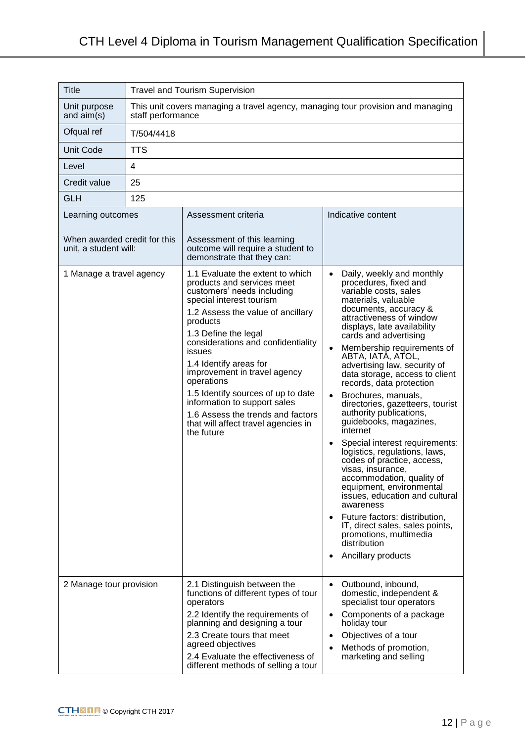| Title | Travel and Tourism Supervision | |
|---|---|---|
| Unit purpose and aim(s) | This unit covers managing a travel agency, managing tour provision and managing staff performance | |
| Ofqual ref | T/504/4418 | |
| Unit Code | TTS | |
| Level | 4 | |
| Credit value | 25 | |
| GLH | 125 | |
| **Learning outcomes**<br><br>When awarded credit for this unit, a student will: | **Assessment criteria**<br><br>Assessment of this learning outcome will require a student to demonstrate that they can: | **Indicative content** |
| 1 Manage a travel agency | 1.1 Evaluate the extent to which products and services meet customers' needs including special interest tourism<br>1.2 Assess the value of ancillary products<br>1.3 Define the legal considerations and confidentiality issues<br>1.4 Identify areas for improvement in travel agency operations<br>1.5 Identify sources of up to date information to support sales<br>1.6 Assess the trends and factors that will affect travel agencies in the future | • Daily, weekly and monthly procedures, fixed and variable costs, sales materials, valuable documents, accuracy & attractiveness of window displays, late availability cards and advertising<br>• Membership requirements of ABTA, IATA, ATOL, advertising law, security of data storage, access to client records, data protection<br>• Brochures, manuals, directories, gazetteers, tourist authority publications, guidebooks, magazines, internet<br>• Special interest requirements: logistics, regulations, laws, codes of practice, access, visas, insurance, accommodation, quality of equipment, environmental issues, education and cultural awareness<br>• Future factors: distribution, IT, direct sales, sales points, promotions, multimedia distribution<br>• Ancillary products |
| 2 Manage tour provision | 2.1 Distinguish between the functions of different types of tour operators<br>2.2 Identify the requirements of planning and designing a tour<br>2.3 Create tours that meet agreed objectives<br>2.4 Evaluate the effectiveness of different methods of selling a tour | • Outbound, inbound, domestic, independent & specialist tour operators<br>• Components of a package holiday tour<br>• Objectives of a tour<br>• Methods of promotion, marketing and selling |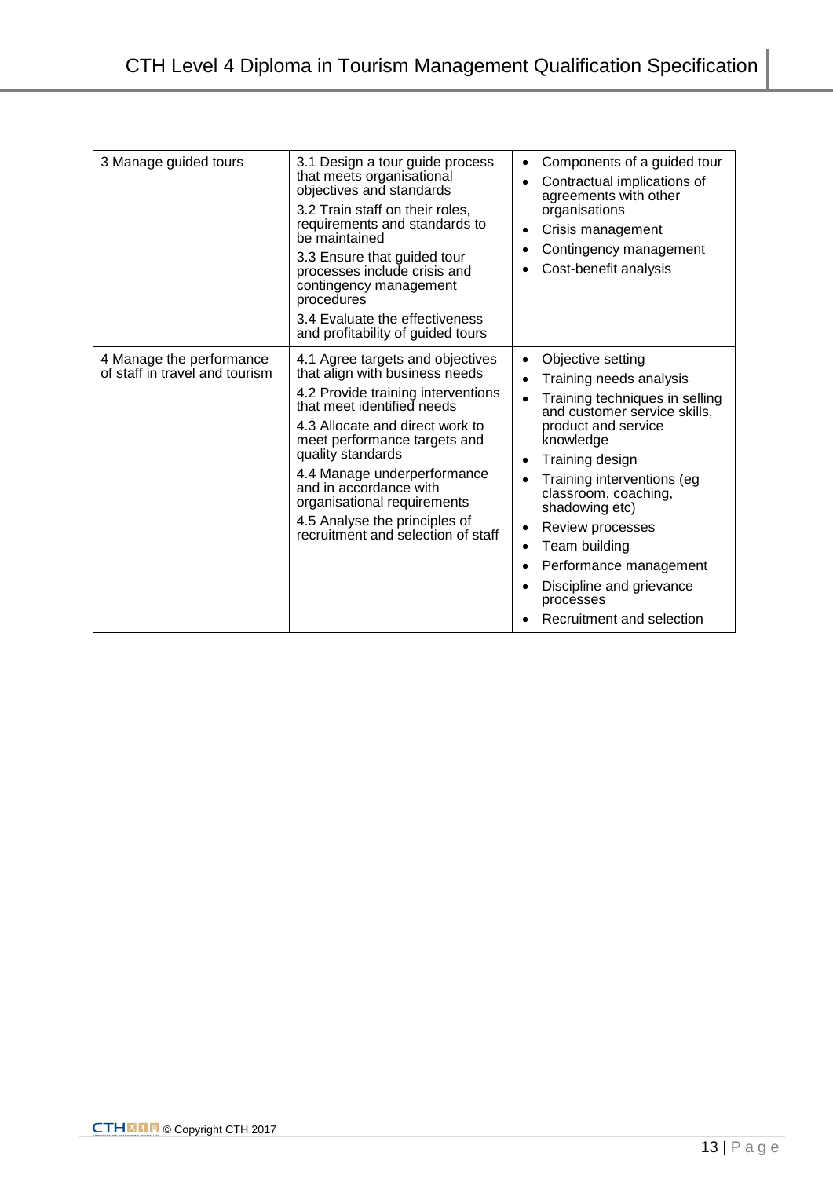| | | |
|---|---|---|
| 3 Manage guided tours | 3.1 Design a tour guide process that meets organisational objectives and standards<br>3.2 Train staff on their roles, requirements and standards to be maintained<br>3.3 Ensure that guided tour processes include crisis and contingency management procedures<br>3.4 Evaluate the effectiveness and profitability of guided tours | • Components of a guided tour<br>• Contractual implications of agreements with other organisations<br>• Crisis management<br>• Contingency management<br>• Cost-benefit analysis |
| 4 Manage the performance of staff in travel and tourism | 4.1 Agree targets and objectives that align with business needs<br>4.2 Provide training interventions that meet identified needs<br>4.3 Allocate and direct work to meet performance targets and quality standards<br>4.4 Manage underperformance and in accordance with organisational requirements<br>4.5 Analyse the principles of recruitment and selection of staff | • Objective setting<br>• Training needs analysis<br>• Training techniques in selling and customer service skills, product and service knowledge<br>• Training design<br>• Training interventions (eg classroom, coaching, shadowing etc)<br>• Review processes<br>• Team building<br>• Performance management<br>• Discipline and grievance processes<br>• Recruitment and selection |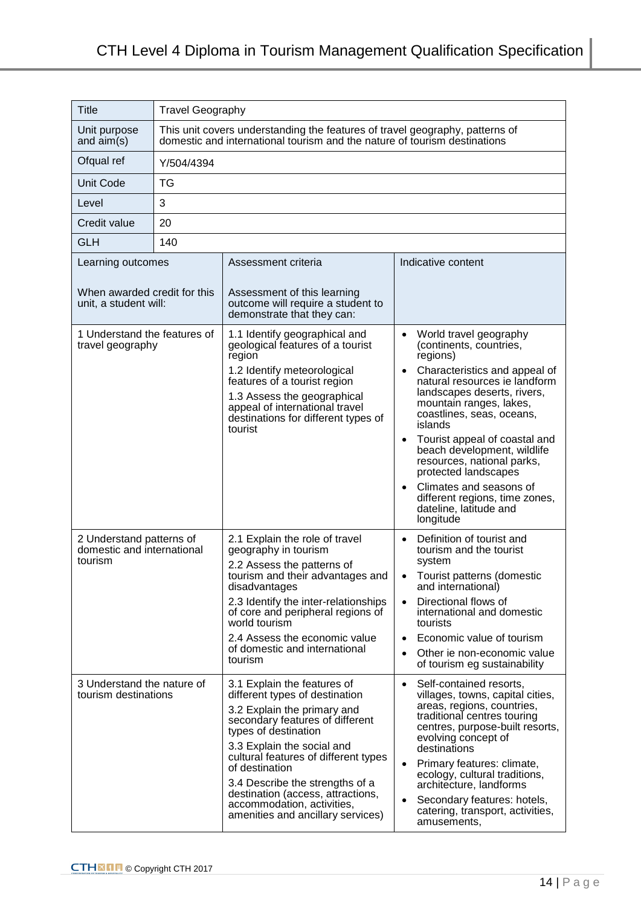| Title | Travel Geography | | |
|---|---|---|---|
| Unit purpose and aim(s) | This unit covers understanding the features of travel geography, patterns of domestic and international tourism and the nature of tourism destinations | | |
| Ofqual ref | Y/504/4394 | | |
| Unit Code | TG | | |
| Level | 3 | | |
| Credit value | 20 | | |
| GLH | 140 | | |
| **Learning outcomes**<br><br>When awarded credit for this unit, a student will: | | **Assessment criteria**<br><br>Assessment of this learning outcome will require a student to demonstrate that they can: | **Indicative content** |
| 1 Understand the features of travel geography | | 1.1 Identify geographical and geological features of a tourist region<br>1.2 Identify meteorological features of a tourist region<br>1.3 Assess the geographical appeal of international travel destinations for different types of tourist | • World travel geography (continents, countries, regions)<br>• Characteristics and appeal of natural resources ie landform landscapes deserts, rivers, mountain ranges, lakes, coastlines, seas, oceans, islands<br>• Tourist appeal of coastal and beach development, wildlife resources, national parks, protected landscapes<br>• Climates and seasons of different regions, time zones, dateline, latitude and longitude |
| 2 Understand patterns of domestic and international tourism | | 2.1 Explain the role of travel geography in tourism<br>2.2 Assess the patterns of tourism and their advantages and disadvantages<br>2.3 Identify the inter-relationships of core and peripheral regions of world tourism<br>2.4 Assess the economic value of domestic and international tourism | • Definition of tourist and tourism and the tourist system<br>• Tourist patterns (domestic and international)<br>• Directional flows of international and domestic tourists<br>• Economic value of tourism<br>• Other ie non-economic value of tourism eg sustainability |
| 3 Understand the nature of tourism destinations | | 3.1 Explain the features of different types of destination<br>3.2 Explain the primary and secondary features of different types of destination<br>3.3 Explain the social and cultural features of different types of destination<br>3.4 Describe the strengths of a destination (access, attractions, accommodation, activities, amenities and ancillary services) | • Self-contained resorts, villages, towns, capital cities, areas, regions, countries, traditional centres touring centres, purpose-built resorts, evolving concept of destinations<br>• Primary features: climate, ecology, cultural traditions, architecture, landforms<br>• Secondary features: hotels, catering, transport, activities, amusements, |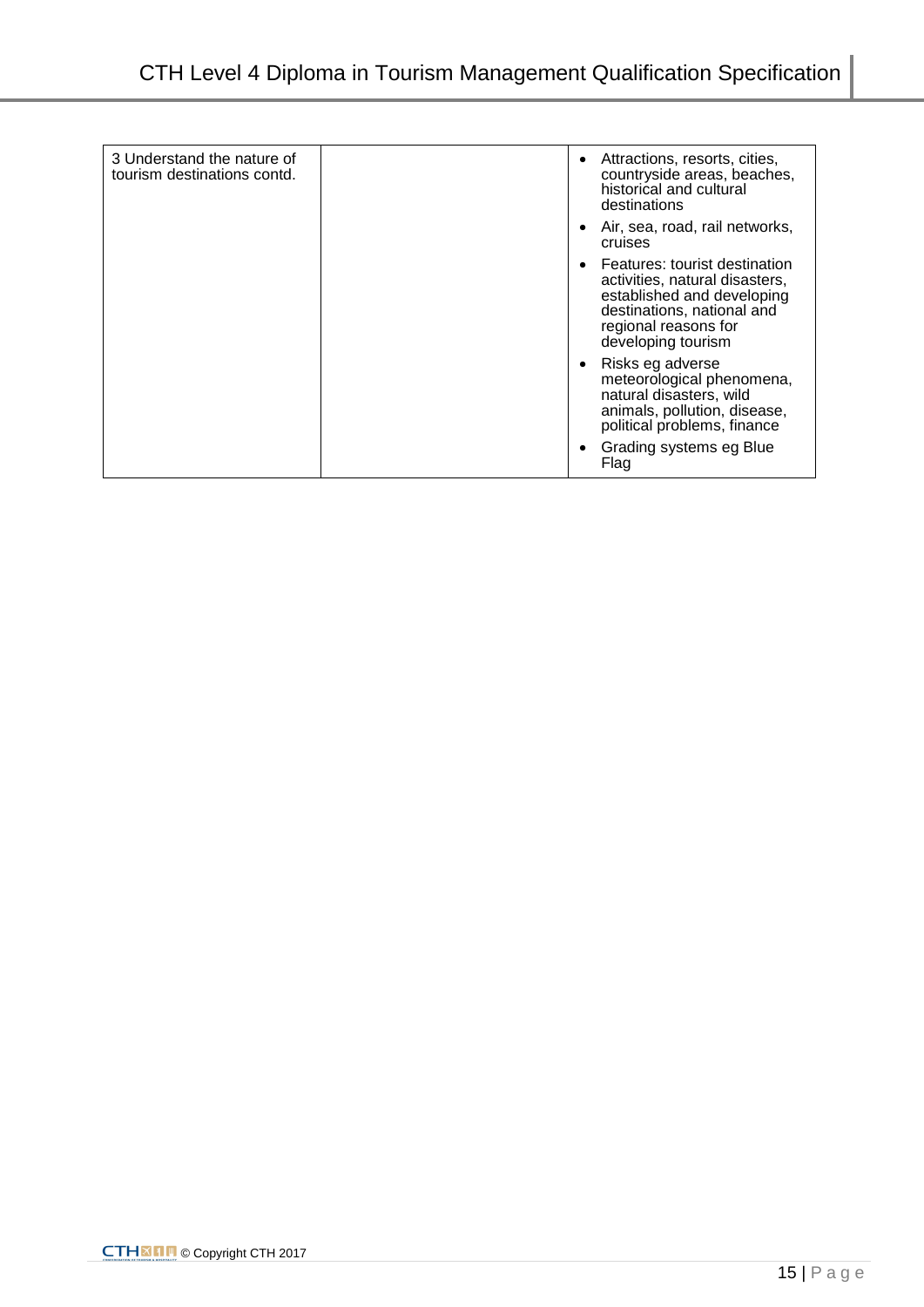| | | |
|---|---|---|
| 3 Understand the nature of tourism destinations contd. | | • Attractions, resorts, cities, countryside areas, beaches, historical and cultural destinations<br>• Air, sea, road, rail networks, cruises<br>• Features: tourist destination activities, natural disasters, established and developing destinations, national and regional reasons for developing tourism<br>• Risks eg adverse meteorological phenomena, natural disasters, wild animals, pollution, disease, political problems, finance<br>• Grading systems eg Blue Flag |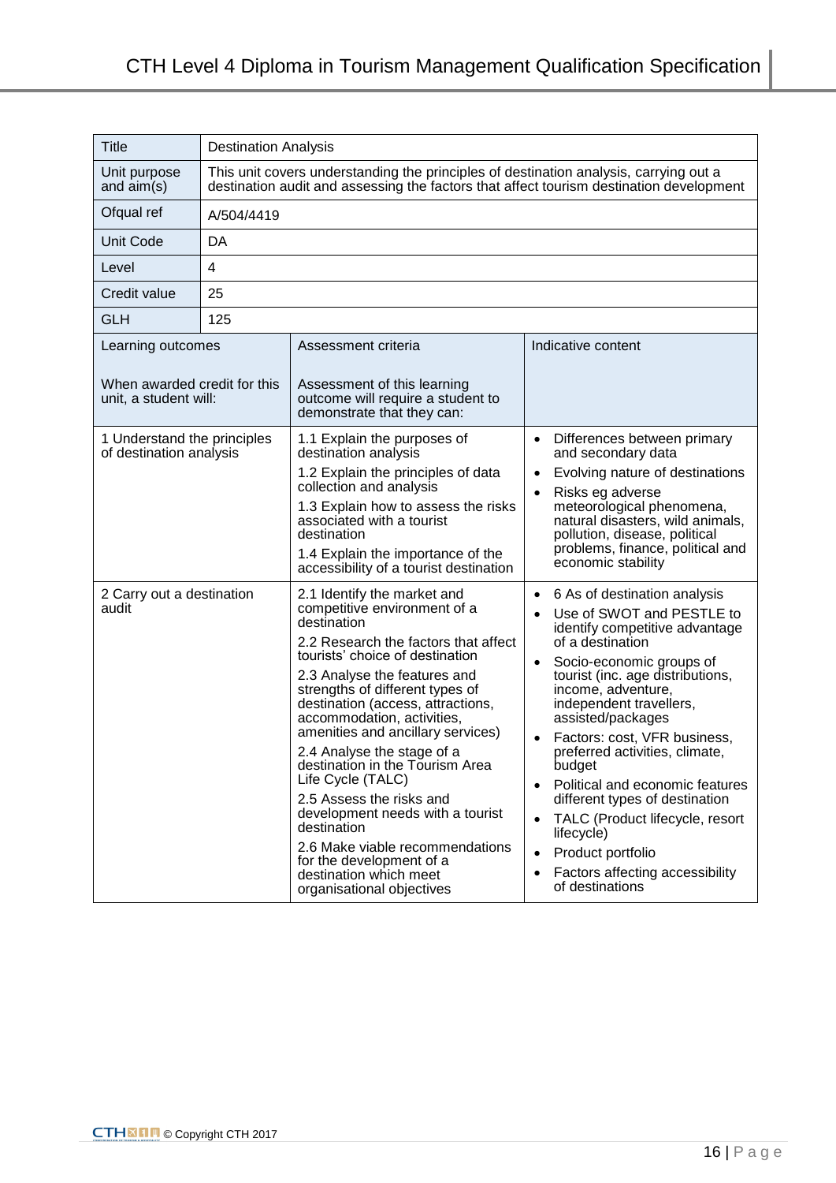| Title | Destination Analysis | | |
|---|---|---|---|
| Unit purpose and aim(s) | This unit covers understanding the principles of destination analysis, carrying out a destination audit and assessing the factors that affect tourism destination development | | |
| Ofqual ref | A/504/4419 | | |
| Unit Code | DA | | |
| Level | 4 | | |
| Credit value | 25 | | |
| GLH | 125 | | |
| Learning outcomes<br><br>When awarded credit for this unit, a student will: | | Assessment criteria<br><br>Assessment of this learning outcome will require a student to demonstrate that they can: | Indicative content |
| 1 Understand the principles of destination analysis | | 1.1 Explain the purposes of destination analysis<br>1.2 Explain the principles of data collection and analysis<br>1.3 Explain how to assess the risks associated with a tourist destination<br>1.4 Explain the importance of the accessibility of a tourist destination | • Differences between primary and secondary data<br>• Evolving nature of destinations<br>• Risks eg adverse meteorological phenomena, natural disasters, wild animals, pollution, disease, political problems, finance, political and economic stability |
| 2 Carry out a destination audit | | 2.1 Identify the market and competitive environment of a destination<br>2.2 Research the factors that affect tourists' choice of destination<br>2.3 Analyse the features and strengths of different types of destination (access, attractions, accommodation, activities, amenities and ancillary services)<br>2.4 Analyse the stage of a destination in the Tourism Area Life Cycle (TALC)<br>2.5 Assess the risks and development needs with a tourist destination<br>2.6 Make viable recommendations for the development of a destination which meet organisational objectives | • 6 As of destination analysis<br>• Use of SWOT and PESTLE to identify competitive advantage of a destination<br>• Socio-economic groups of tourist (inc. age distributions, income, adventure, independent travellers, assisted/packages<br>• Factors: cost, VFR business, preferred activities, climate, budget<br>• Political and economic features different types of destination<br>• TALC (Product lifecycle, resort lifecycle)<br>• Product portfolio<br>• Factors affecting accessibility of destinations |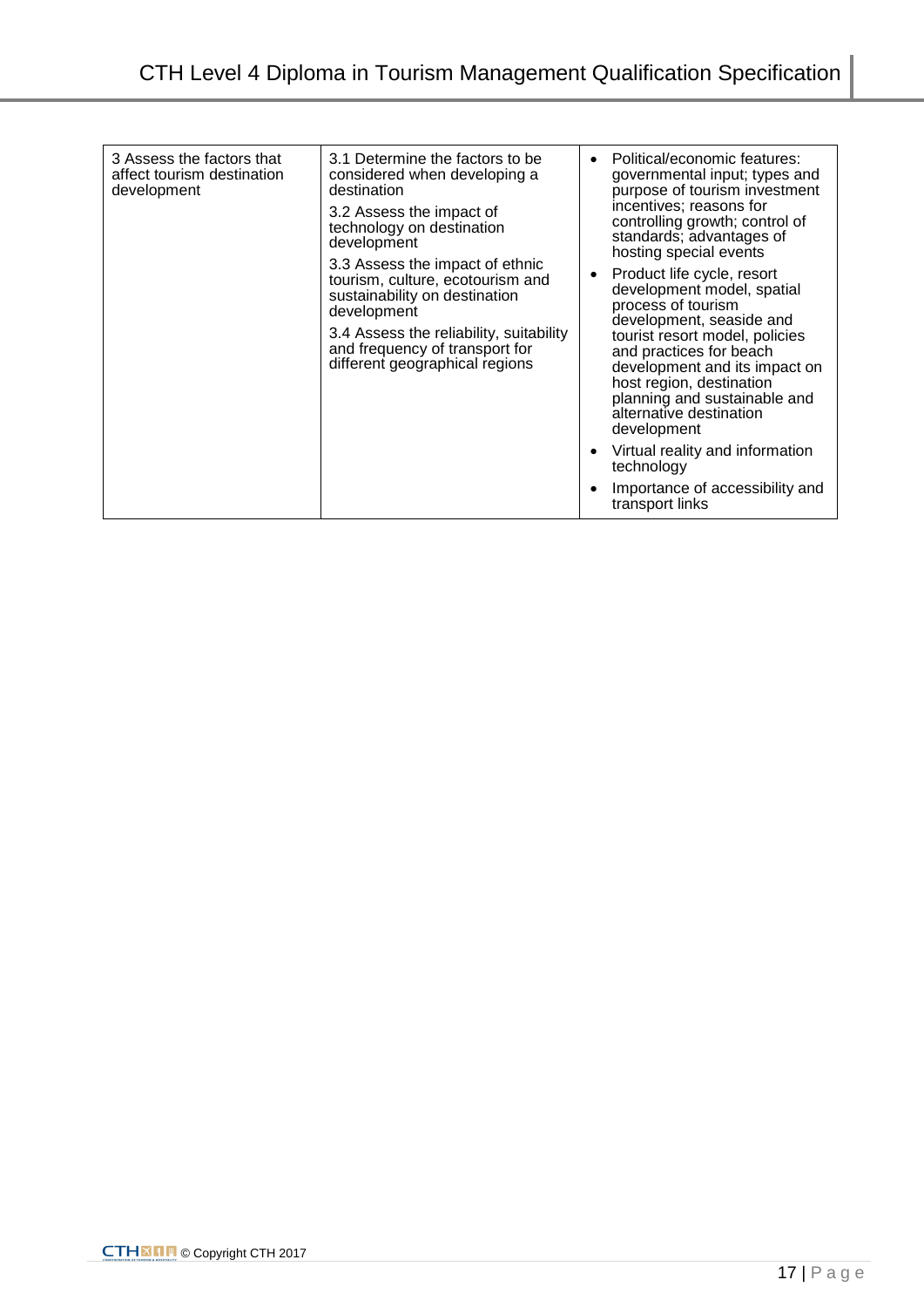| | | |
|---|---|---|
| 3 Assess the factors that affect tourism destination development | 3.1 Determine the factors to be considered when developing a destination<br><br>3.2 Assess the impact of technology on destination development<br><br>3.3 Assess the impact of ethnic tourism, culture, ecotourism and sustainability on destination development<br><br>3.4 Assess the reliability, suitability and frequency of transport for different geographical regions | • Political/economic features: governmental input; types and purpose of tourism investment incentives; reasons for controlling growth; control of standards; advantages of hosting special events<br><br>• Product life cycle, resort development model, spatial process of tourism development, seaside and tourist resort model, policies and practices for beach development and its impact on host region, destination planning and sustainable and alternative destination development<br><br>• Virtual reality and information technology<br><br>• Importance of accessibility and transport links |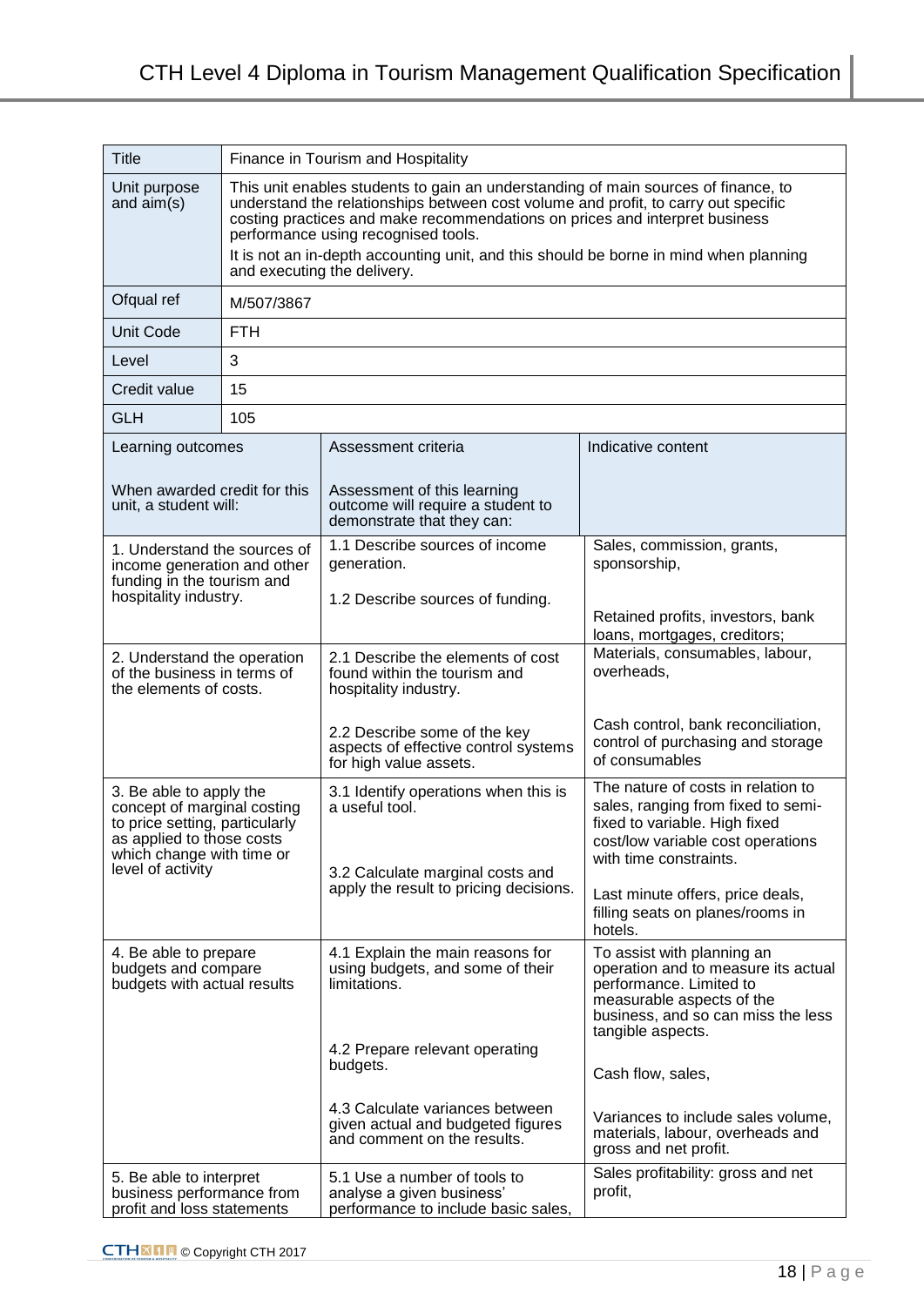| Title | Finance in Tourism and Hospitality | |
|---|---|---|
| Unit purpose and aim(s) | This unit enables students to gain an understanding of main sources of finance, to understand the relationships between cost volume and profit, to carry out specific costing practices and make recommendations on prices and interpret business performance using recognised tools.<br><br>It is not an in-depth accounting unit, and this should be borne in mind when planning and executing the delivery. | |
| Ofqual ref | M/507/3867 | |
| Unit Code | FTH | |
| Level | 3 | |
| Credit value | 15 | |
| GLH | 105 | |

| Learning outcomes<br><br>When awarded credit for this unit, a student will: | Assessment criteria<br><br>Assessment of this learning outcome will require a student to demonstrate that they can: | Indicative content |
|---|---|---|
| 1. Understand the sources of income generation and other funding in the tourism and hospitality industry. | 1.1 Describe sources of income generation. | Sales, commission, grants, sponsorship, |
| | 1.2 Describe sources of funding. | Retained profits, investors, bank loans, mortgages, creditors; |
| 2. Understand the operation of the business in terms of the elements of costs. | 2.1 Describe the elements of cost found within the tourism and hospitality industry. | Materials, consumables, labour, overheads, |
| | 2.2 Describe some of the key aspects of effective control systems for high value assets. | Cash control, bank reconciliation, control of purchasing and storage of consumables |
| 3. Be able to apply the concept of marginal costing to price setting, particularly as applied to those costs which change with time or level of activity | 3.1 Identify operations when this is a useful tool. | The nature of costs in relation to sales, ranging from fixed to semi-fixed to variable. High fixed cost/low variable cost operations with time constraints. |
| | 3.2 Calculate marginal costs and apply the result to pricing decisions. | Last minute offers, price deals, filling seats on planes/rooms in hotels. |
| 4. Be able to prepare budgets and compare budgets with actual results | 4.1 Explain the main reasons for using budgets, and some of their limitations. | To assist with planning an operation and to measure its actual performance. Limited to measurable aspects of the business, and so can miss the less tangible aspects. |
| | 4.2 Prepare relevant operating budgets. | Cash flow, sales, |
| | 4.3 Calculate variances between given actual and budgeted figures and comment on the results. | Variances to include sales volume, materials, labour, overheads and gross and net profit. |
| 5. Be able to interpret business performance from profit and loss statements | 5.1 Use a number of tools to analyse a given business' performance to include basic sales, | Sales profitability: gross and net profit, |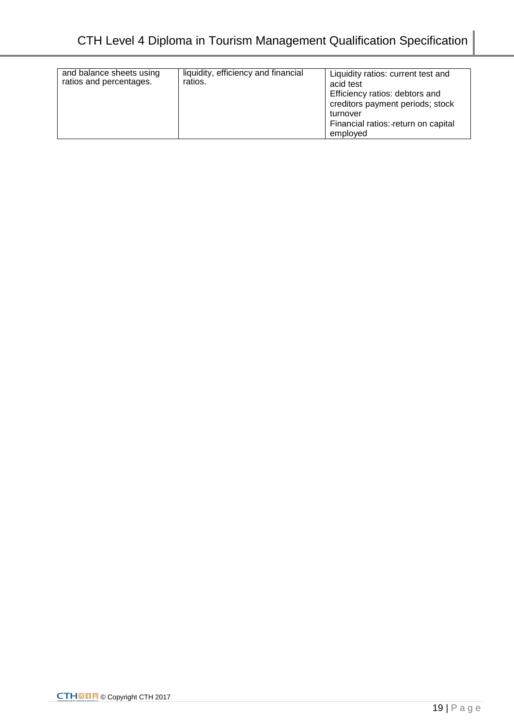| and balance sheets using ratios and percentages. | liquidity, efficiency and financial ratios. | Liquidity ratios: current test and acid test<br>Efficiency ratios: debtors and creditors payment periods; stock turnover<br>Financial ratios: return on capital employed |
|---|---|---|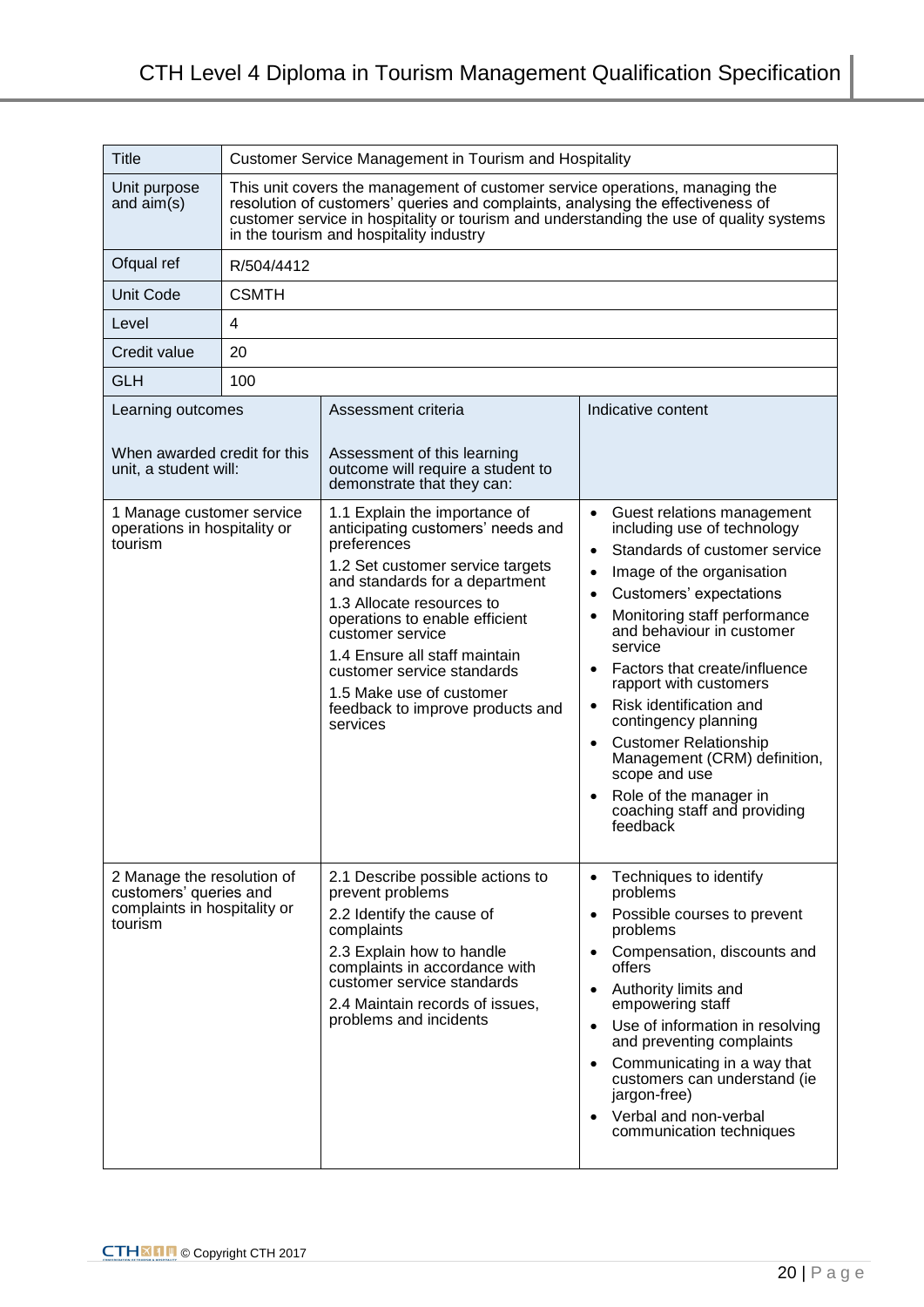| Title | Customer Service Management in Tourism and Hospitality | |
|---|---|---|
| Unit purpose and aim(s) | This unit covers the management of customer service operations, managing the resolution of customers' queries and complaints, analysing the effectiveness of customer service in hospitality or tourism and understanding the use of quality systems in the tourism and hospitality industry | |
| Ofqual ref | R/504/4412 | |
| Unit Code | CSMTH | |
| Level | 4 | |
| Credit value | 20 | |
| GLH | 100 | |

| Learning outcomes<br><br>When awarded credit for this unit, a student will: | Assessment criteria<br><br>Assessment of this learning outcome will require a student to demonstrate that they can: | Indicative content |
|---|---|---|
| 1 Manage customer service operations in hospitality or tourism | 1.1 Explain the importance of anticipating customers' needs and preferences<br>1.2 Set customer service targets and standards for a department<br>1.3 Allocate resources to operations to enable efficient customer service<br>1.4 Ensure all staff maintain customer service standards<br>1.5 Make use of customer feedback to improve products and services | • Guest relations management including use of technology<br>• Standards of customer service<br>• Image of the organisation<br>• Customers' expectations<br>• Monitoring staff performance and behaviour in customer service<br>• Factors that create/influence rapport with customers<br>• Risk identification and contingency planning<br>• Customer Relationship Management (CRM) definition, scope and use<br>• Role of the manager in coaching staff and providing feedback |
| 2 Manage the resolution of customers' queries and complaints in hospitality or tourism | 2.1 Describe possible actions to prevent problems<br>2.2 Identify the cause of complaints<br>2.3 Explain how to handle complaints in accordance with customer service standards<br>2.4 Maintain records of issues, problems and incidents | • Techniques to identify problems<br>• Possible courses to prevent problems<br>• Compensation, discounts and offers<br>• Authority limits and empowering staff<br>• Use of information in resolving and preventing complaints<br>• Communicating in a way that customers can understand (ie jargon-free)<br>• Verbal and non-verbal communication techniques |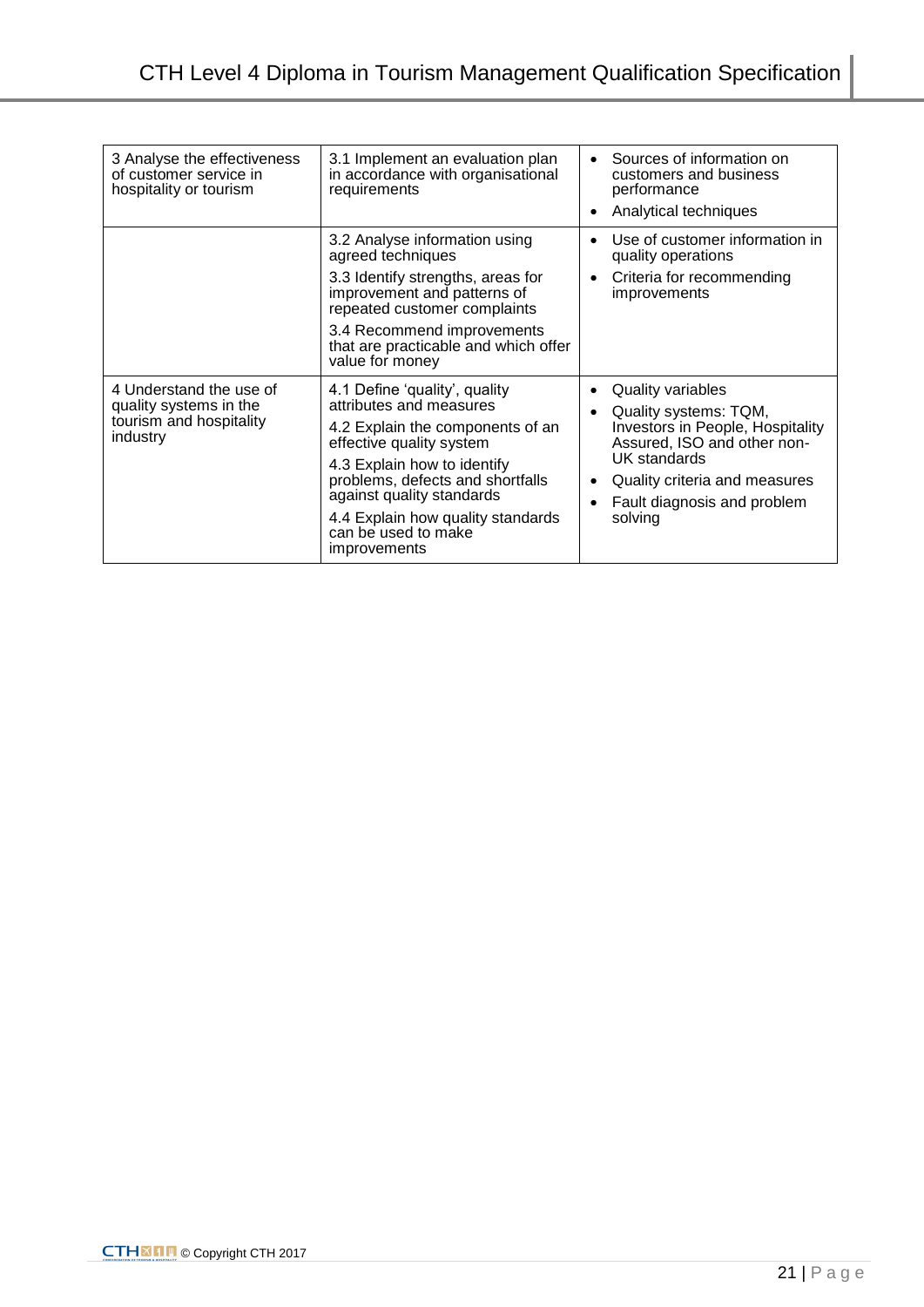| | | |
|---|---|---|
| 3 Analyse the effectiveness of customer service in hospitality or tourism | 3.1 Implement an evaluation plan in accordance with organisational requirements | • Sources of information on customers and business performance<br>• Analytical techniques |
| | 3.2 Analyse information using agreed techniques<br><br>3.3 Identify strengths, areas for improvement and patterns of repeated customer complaints<br><br>3.4 Recommend improvements that are practicable and which offer value for money | • Use of customer information in quality operations<br>• Criteria for recommending improvements |
| 4 Understand the use of quality systems in the tourism and hospitality industry | 4.1 Define 'quality', quality attributes and measures<br><br>4.2 Explain the components of an effective quality system<br><br>4.3 Explain how to identify problems, defects and shortfalls against quality standards<br><br>4.4 Explain how quality standards can be used to make improvements | • Quality variables<br>• Quality systems: TQM, Investors in People, Hospitality Assured, ISO and other non-UK standards<br>• Quality criteria and measures<br>• Fault diagnosis and problem solving |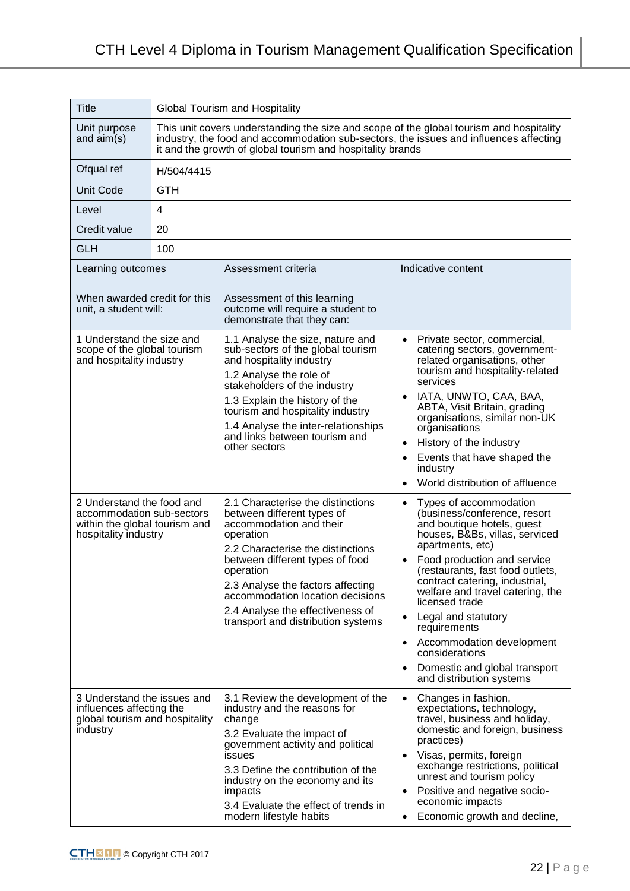| Title | Global Tourism and Hospitality | |
|---|---|---|
| Unit purpose and aim(s) | This unit covers understanding the size and scope of the global tourism and hospitality industry, the food and accommodation sub-sectors, the issues and influences affecting it and the growth of global tourism and hospitality brands | |
| Ofqual ref | H/504/4415 | |
| Unit Code | GTH | |
| Level | 4 | |
| Credit value | 20 | |
| GLH | 100 | |
| **Learning outcomes**<br><br>When awarded credit for this unit, a student will: | **Assessment criteria**<br><br>Assessment of this learning outcome will require a student to demonstrate that they can: | **Indicative content** |
| 1 Understand the size and scope of the global tourism and hospitality industry | 1.1 Analyse the size, nature and sub-sectors of the global tourism and hospitality industry<br>1.2 Analyse the role of stakeholders of the industry<br>1.3 Explain the history of the tourism and hospitality industry<br>1.4 Analyse the inter-relationships and links between tourism and other sectors | • Private sector, commercial, catering sectors, government-related organisations, other tourism and hospitality-related services<br>• IATA, UNWTO, CAA, BAA, ABTA, Visit Britain, grading organisations, similar non-UK organisations<br>• History of the industry<br>• Events that have shaped the industry<br>• World distribution of affluence |
| 2 Understand the food and accommodation sub-sectors within the global tourism and hospitality industry | 2.1 Characterise the distinctions between different types of accommodation and their operation<br>2.2 Characterise the distinctions between different types of food operation<br>2.3 Analyse the factors affecting accommodation location decisions<br>2.4 Analyse the effectiveness of transport and distribution systems | • Types of accommodation (business/conference, resort and boutique hotels, guest houses, B&Bs, villas, serviced apartments, etc)<br>• Food production and service (restaurants, fast food outlets, contract catering, industrial, welfare and travel catering, the licensed trade<br>• Legal and statutory requirements<br>• Accommodation development considerations<br>• Domestic and global transport and distribution systems |
| 3 Understand the issues and influences affecting the global tourism and hospitality industry | 3.1 Review the development of the industry and the reasons for change<br>3.2 Evaluate the impact of government activity and political issues<br>3.3 Define the contribution of the industry on the economy and its impacts<br>3.4 Evaluate the effect of trends in modern lifestyle habits | • Changes in fashion, expectations, technology, travel, business and holiday, domestic and foreign, business practices)<br>• Visas, permits, foreign exchange restrictions, political unrest and tourism policy<br>• Positive and negative socio-economic impacts<br>• Economic growth and decline, |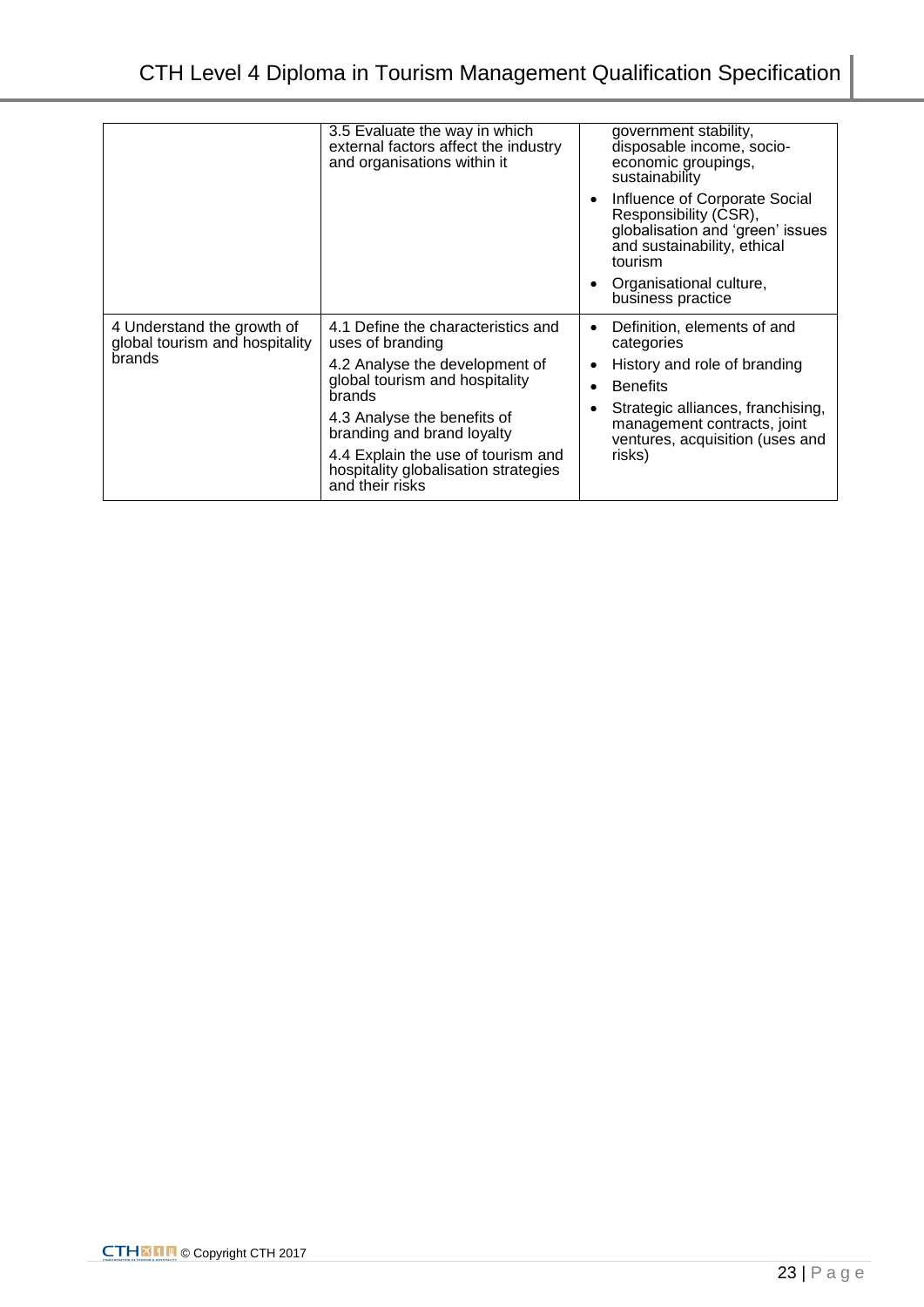| | | |
|---|---|---|
| | 3.5 Evaluate the way in which external factors affect the industry and organisations within it | government stability, disposable income, socio-economic groupings, sustainability<br>• Influence of Corporate Social Responsibility (CSR), globalisation and 'green' issues and sustainability, ethical tourism<br>• Organisational culture, business practice |
| 4 Understand the growth of global tourism and hospitality brands | 4.1 Define the characteristics and uses of branding<br>4.2 Analyse the development of global tourism and hospitality brands<br>4.3 Analyse the benefits of branding and brand loyalty<br>4.4 Explain the use of tourism and hospitality globalisation strategies and their risks | • Definition, elements of and categories<br>• History and role of branding<br>• Benefits<br>• Strategic alliances, franchising, management contracts, joint ventures, acquisition (uses and risks) |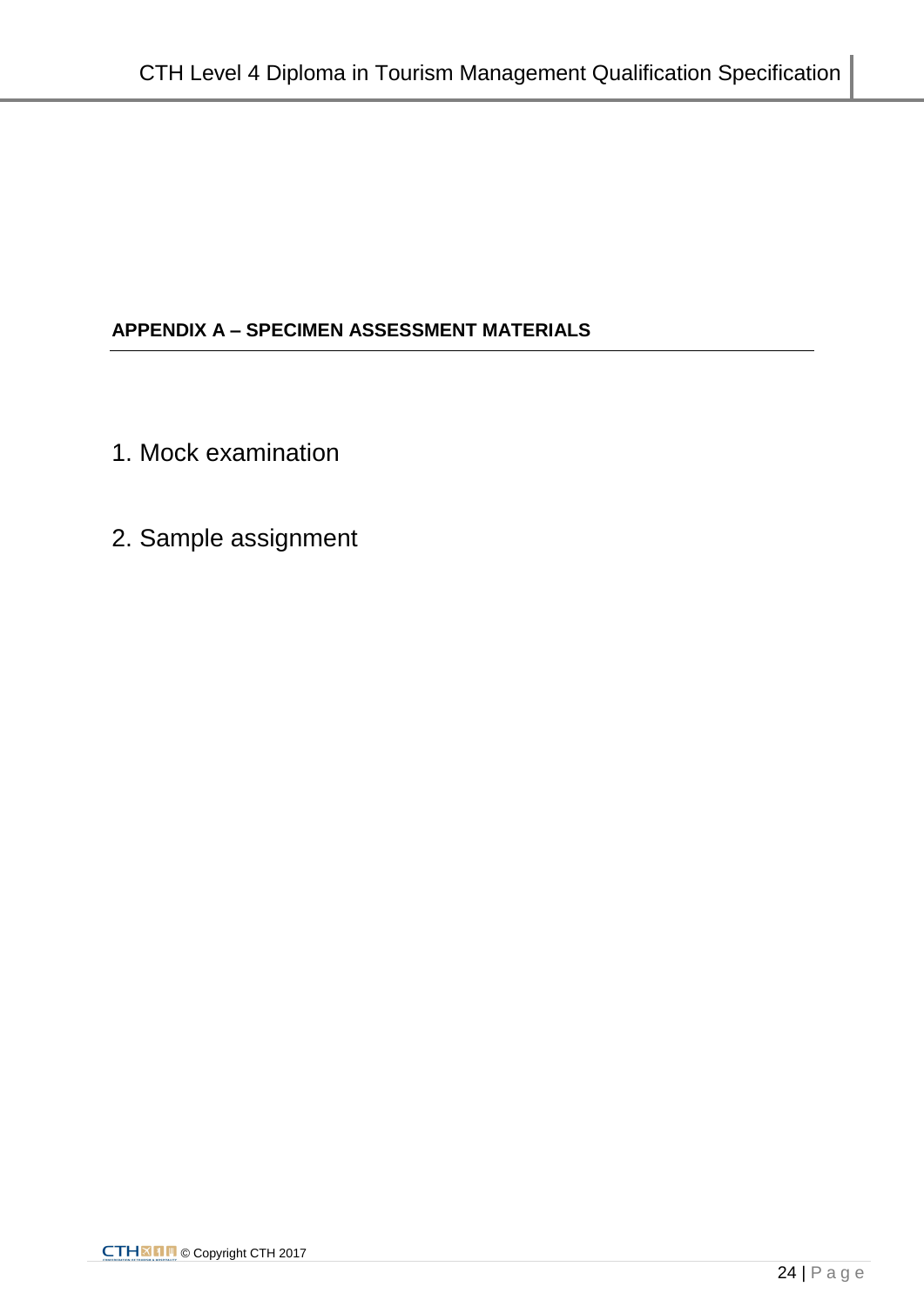## APPENDIX A – SPECIMEN ASSESSMENT MATERIALS

1. Mock examination

2. Sample assignment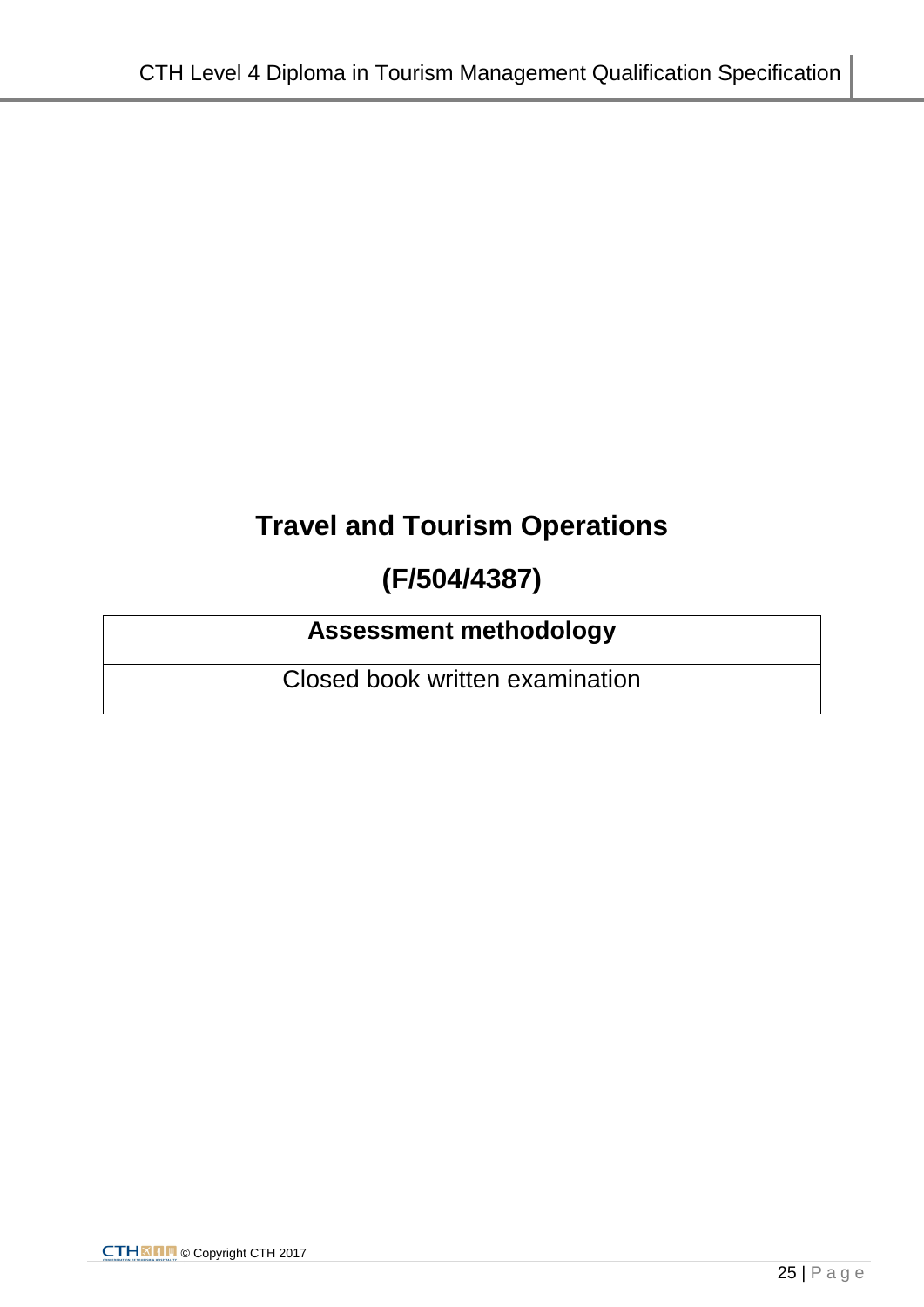# Travel and Tourism Operations

# (F/504/4387)

| Assessment methodology |
| --- |
| Closed book written examination |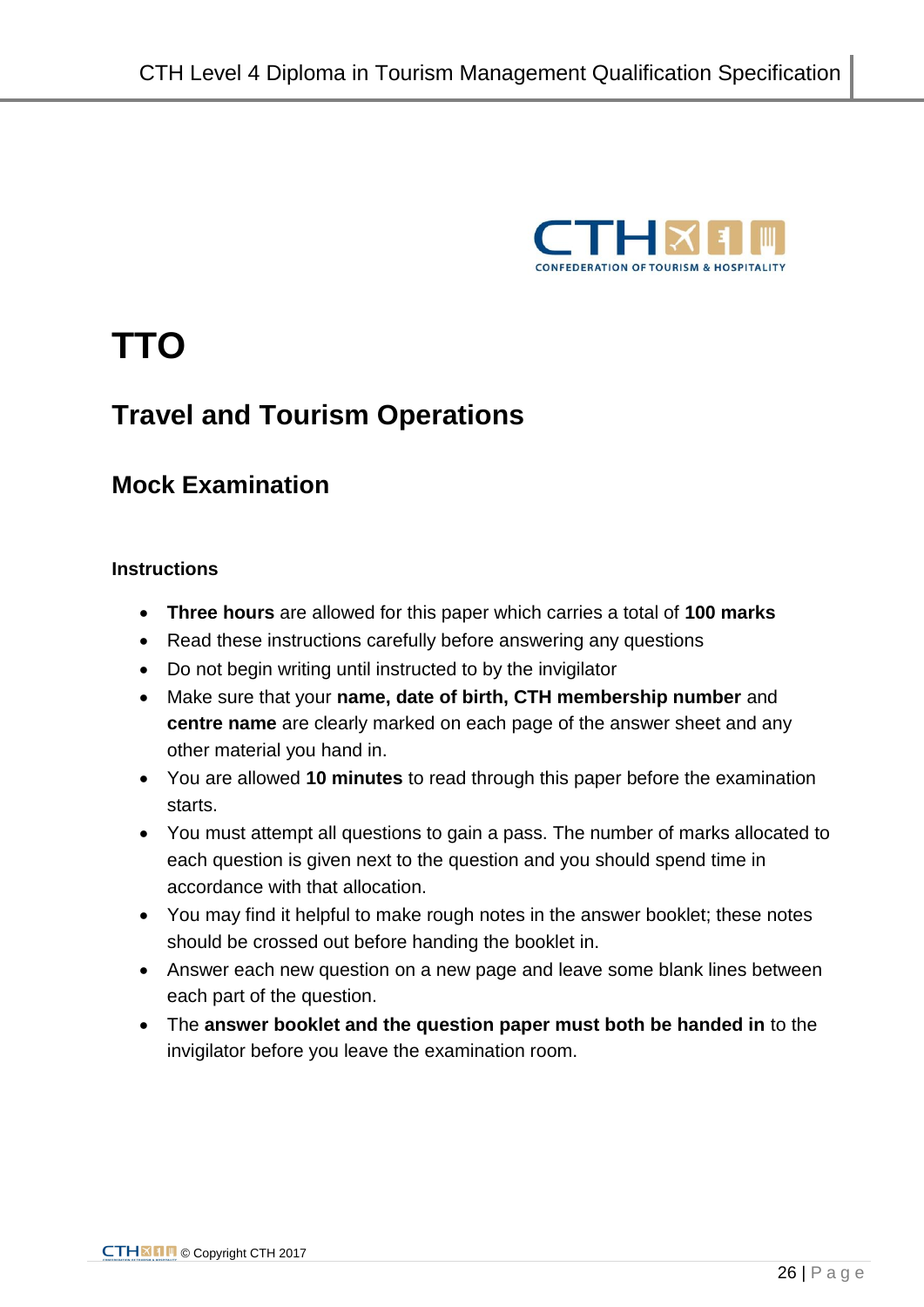# TTO

## Travel and Tourism Operations

## Mock Examination

#### Instructions

- **Three hours** are allowed for this paper which carries a total of **100 marks**
- Read these instructions carefully before answering any questions
- Do not begin writing until instructed to by the invigilator
- Make sure that your **name, date of birth, CTH membership number** and **centre name** are clearly marked on each page of the answer sheet and any other material you hand in.
- You are allowed **10 minutes** to read through this paper before the examination starts.
- You must attempt all questions to gain a pass. The number of marks allocated to each question is given next to the question and you should spend time in accordance with that allocation.
- You may find it helpful to make rough notes in the answer booklet; these notes should be crossed out before handing the booklet in.
- Answer each new question on a new page and leave some blank lines between each part of the question.
- The **answer booklet and the question paper must both be handed in** to the invigilator before you leave the examination room.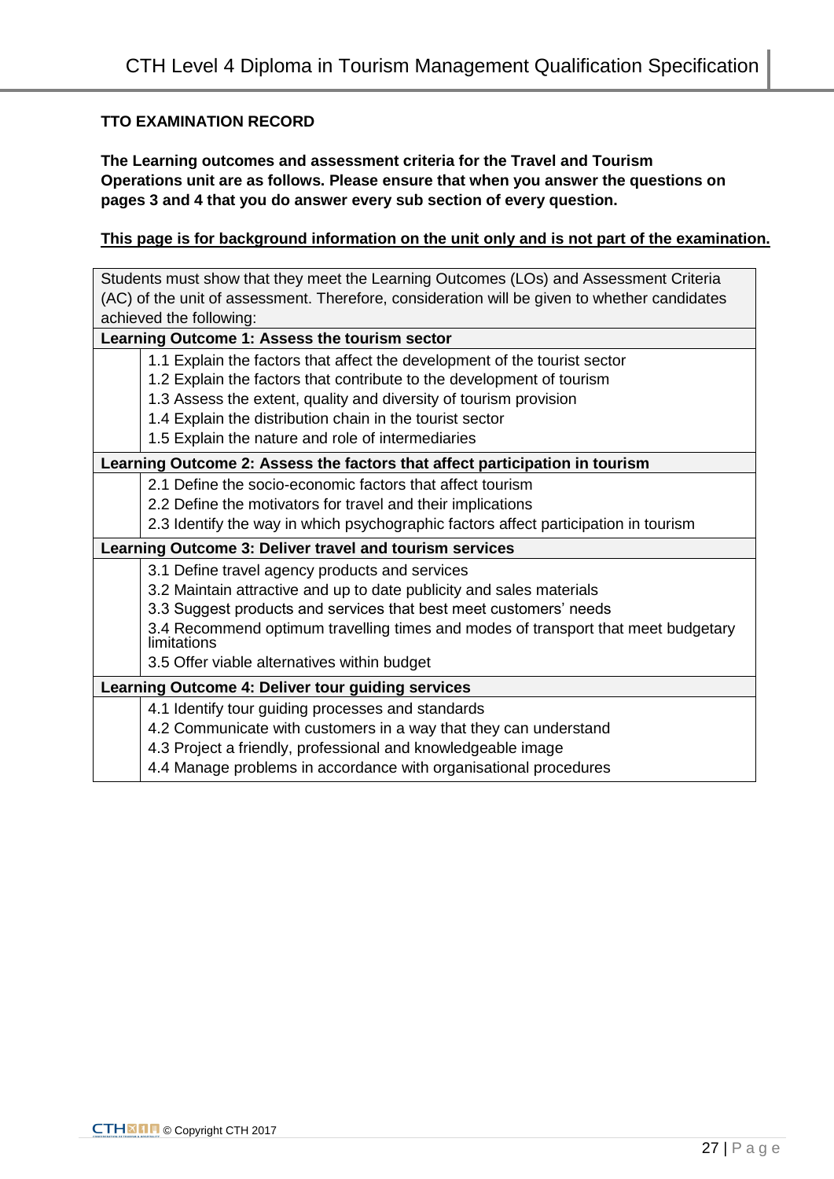**TTO EXAMINATION RECORD**

**The Learning outcomes and assessment criteria for the Travel and Tourism Operations unit are as follows. Please ensure that when you answer the questions on pages 3 and 4 that you do answer every sub section of every question.**

**<u>This page is for background information on the unit only and is not part of the examination.</u>**

| Students must show that they meet the Learning Outcomes (LOs) and Assessment Criteria (AC) of the unit of assessment. Therefore, consideration will be given to whether candidates achieved the following: | |
|---|---|
| **Learning Outcome 1: Assess the tourism sector** | |
| | 1.1 Explain the factors that affect the development of the tourist sector<br>1.2 Explain the factors that contribute to the development of tourism<br>1.3 Assess the extent, quality and diversity of tourism provision<br>1.4 Explain the distribution chain in the tourist sector<br>1.5 Explain the nature and role of intermediaries |
| **Learning Outcome 2: Assess the factors that affect participation in tourism** | |
| | 2.1 Define the socio-economic factors that affect tourism<br>2.2 Define the motivators for travel and their implications<br>2.3 Identify the way in which psychographic factors affect participation in tourism |
| **Learning Outcome 3: Deliver travel and tourism services** | |
| | 3.1 Define travel agency products and services<br>3.2 Maintain attractive and up to date publicity and sales materials<br>3.3 Suggest products and services that best meet customers' needs<br>3.4 Recommend optimum travelling times and modes of transport that meet budgetary limitations<br>3.5 Offer viable alternatives within budget |
| **Learning Outcome 4: Deliver tour guiding services** | |
| | 4.1 Identify tour guiding processes and standards<br>4.2 Communicate with customers in a way that they can understand<br>4.3 Project a friendly, professional and knowledgeable image<br>4.4 Manage problems in accordance with organisational procedures |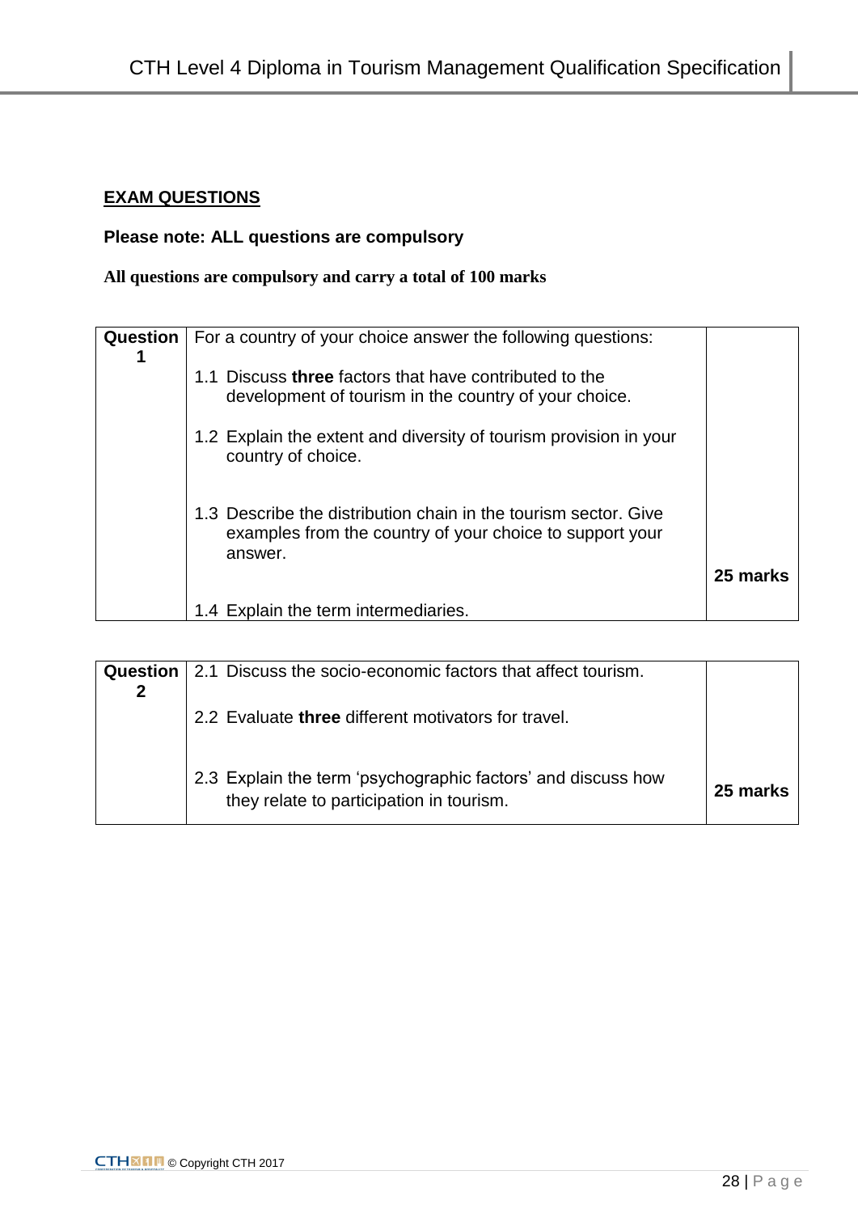**EXAM QUESTIONS**

**Please note: ALL questions are compulsory**

**All questions are compulsory and carry a total of 100 marks**

| Question 1 | For a country of your choice answer the following questions:<br><br>1.1 Discuss **three** factors that have contributed to the development of tourism in the country of your choice.<br><br>1.2 Explain the extent and diversity of tourism provision in your country of choice.<br><br>1.3 Describe the distribution chain in the tourism sector. Give examples from the country of your choice to support your answer.<br><br>1.4 Explain the term intermediaries. | **25 marks** |
|---|---|---|

| Question 2 | 2.1 Discuss the socio-economic factors that affect tourism.<br><br>2.2 Evaluate **three** different motivators for travel.<br><br>2.3 Explain the term 'psychographic factors' and discuss how they relate to participation in tourism. | **25 marks** |
|---|---|---|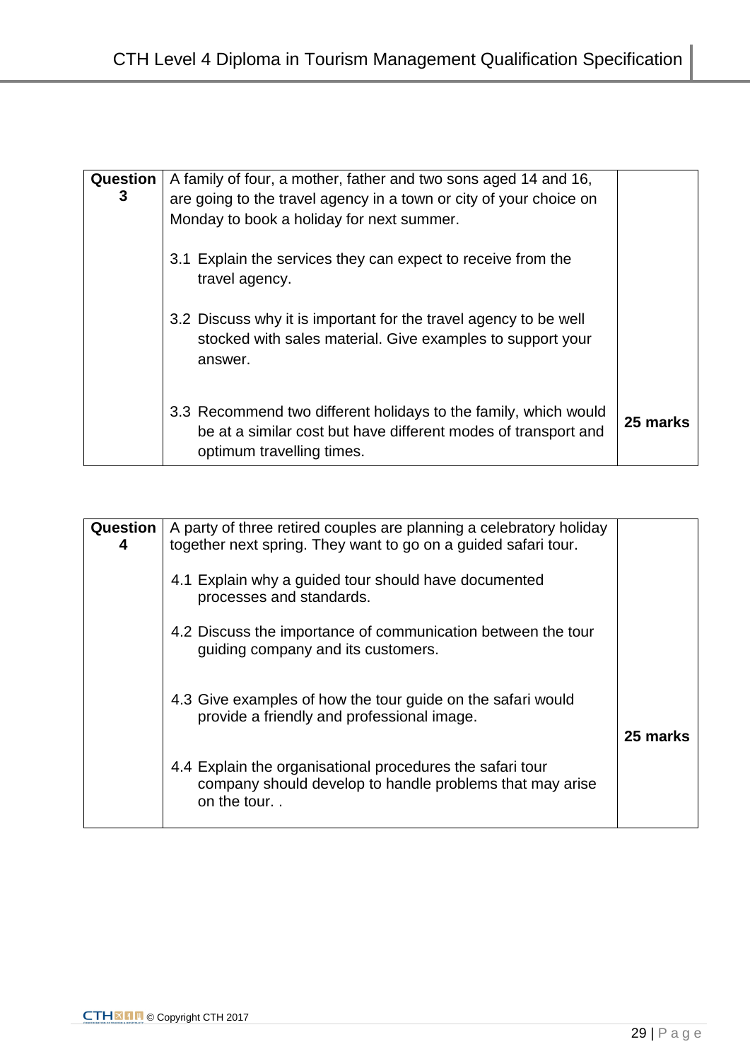| Question 3 | A family of four, a mother, father and two sons aged 14 and 16, are going to the travel agency in a town or city of your choice on Monday to book a holiday for next summer.<br><br>3.1 Explain the services they can expect to receive from the travel agency.<br><br>3.2 Discuss why it is important for the travel agency to be well stocked with sales material. Give examples to support your answer.<br><br>3.3 Recommend two different holidays to the family, which would be at a similar cost but have different modes of transport and optimum travelling times. | **25 marks** |
|---|---|---|

| Question 4 | A party of three retired couples are planning a celebratory holiday together next spring. They want to go on a guided safari tour.<br><br>4.1 Explain why a guided tour should have documented processes and standards.<br><br>4.2 Discuss the importance of communication between the tour guiding company and its customers.<br><br>4.3 Give examples of how the tour guide on the safari would provide a friendly and professional image.<br><br>4.4 Explain the organisational procedures the safari tour company should develop to handle problems that may arise on the tour. . | **25 marks** |
|---|---|---|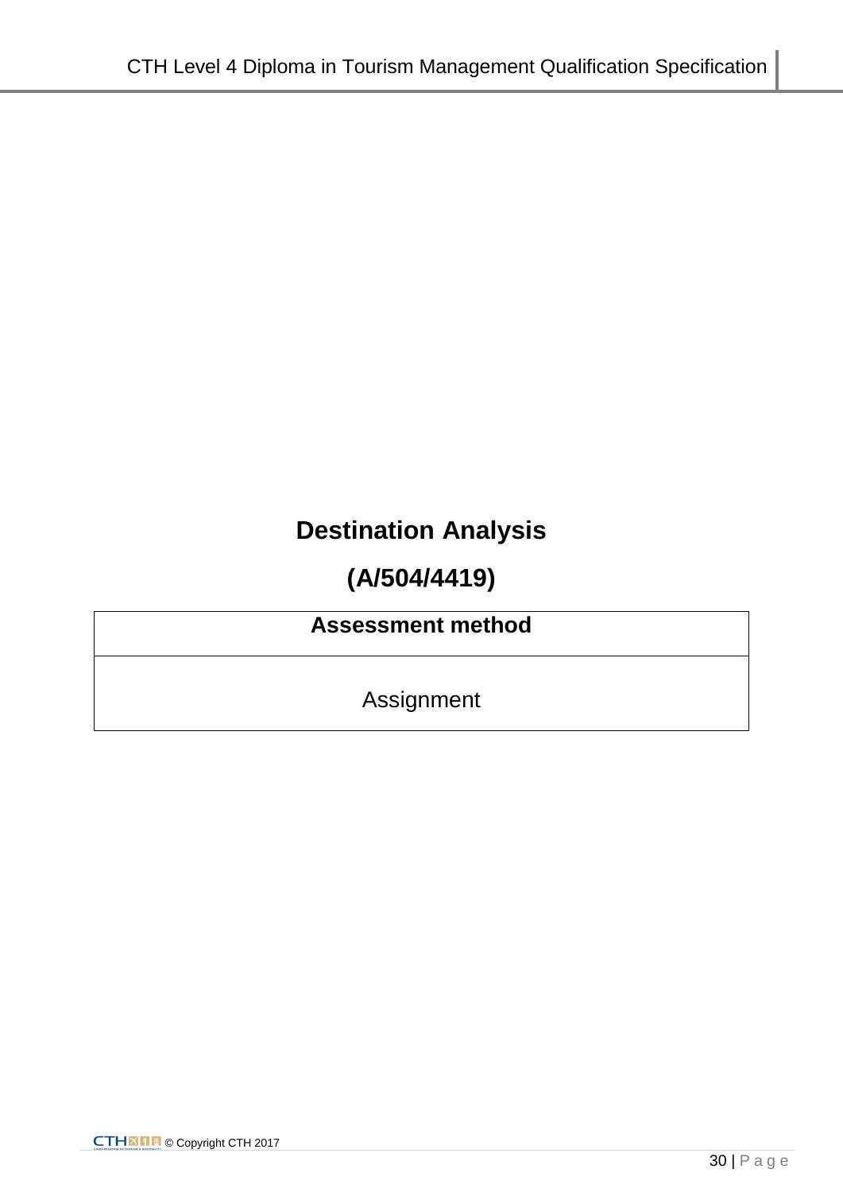# Destination Analysis

# (A/504/4419)

| Assessment method |
| --- |
| Assignment |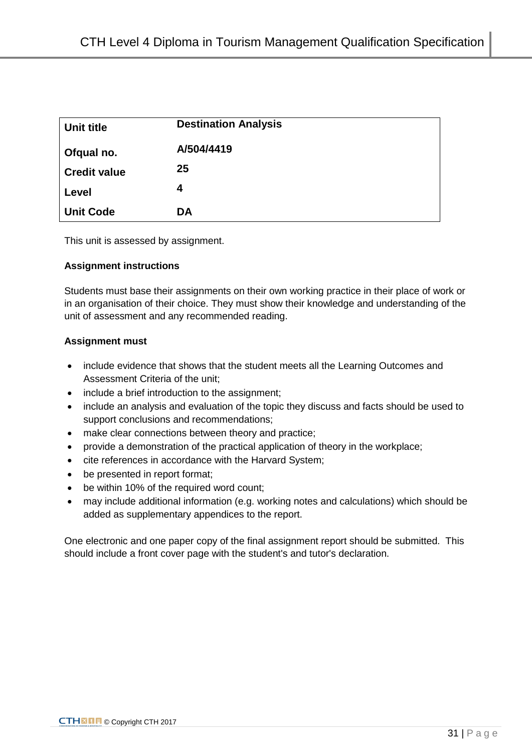| Unit title | Destination Analysis |
|---|---|
| Ofqual no. | A/504/4419 |
| Credit value | 25 |
| Level | 4 |
| Unit Code | DA |

This unit is assessed by assignment.

**Assignment instructions**

Students must base their assignments on their own working practice in their place of work or in an organisation of their choice. They must show their knowledge and understanding of the unit of assessment and any recommended reading.

**Assignment must**

- include evidence that shows that the student meets all the Learning Outcomes and Assessment Criteria of the unit;
- include a brief introduction to the assignment;
- include an analysis and evaluation of the topic they discuss and facts should be used to support conclusions and recommendations;
- make clear connections between theory and practice;
- provide a demonstration of the practical application of theory in the workplace;
- cite references in accordance with the Harvard System;
- be presented in report format;
- be within 10% of the required word count;
- may include additional information (e.g. working notes and calculations) which should be added as supplementary appendices to the report.

One electronic and one paper copy of the final assignment report should be submitted. This should include a front cover page with the student's and tutor's declaration.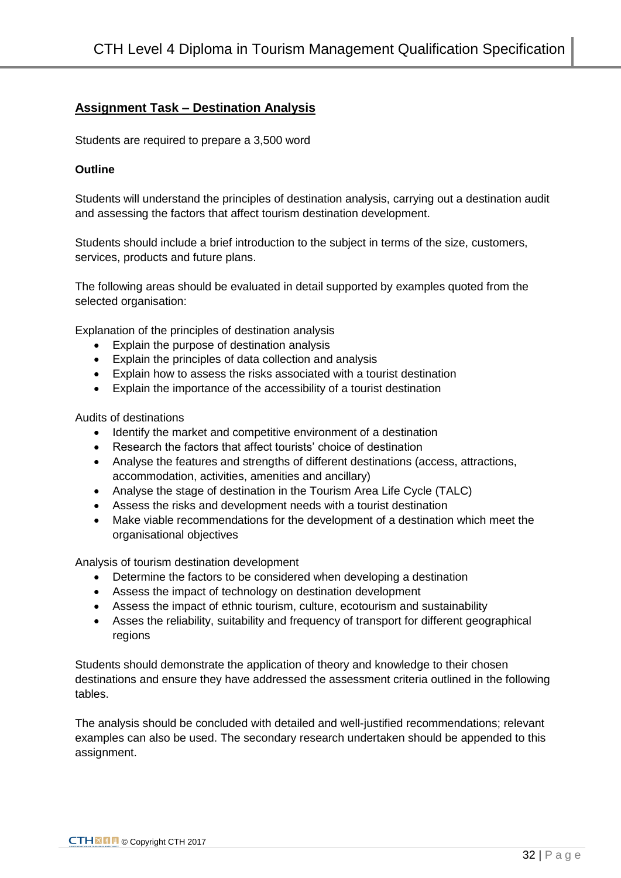## Assignment Task – Destination Analysis

Students are required to prepare a 3,500 word

**Outline**

Students will understand the principles of destination analysis, carrying out a destination audit and assessing the factors that affect tourism destination development.

Students should include a brief introduction to the subject in terms of the size, customers, services, products and future plans.

The following areas should be evaluated in detail supported by examples quoted from the selected organisation:

Explanation of the principles of destination analysis

- Explain the purpose of destination analysis
- Explain the principles of data collection and analysis
- Explain how to assess the risks associated with a tourist destination
- Explain the importance of the accessibility of a tourist destination

Audits of destinations

- Identify the market and competitive environment of a destination
- Research the factors that affect tourists' choice of destination
- Analyse the features and strengths of different destinations (access, attractions, accommodation, activities, amenities and ancillary)
- Analyse the stage of destination in the Tourism Area Life Cycle (TALC)
- Assess the risks and development needs with a tourist destination
- Make viable recommendations for the development of a destination which meet the organisational objectives

Analysis of tourism destination development

- Determine the factors to be considered when developing a destination
- Assess the impact of technology on destination development
- Assess the impact of ethnic tourism, culture, ecotourism and sustainability
- Asses the reliability, suitability and frequency of transport for different geographical regions

Students should demonstrate the application of theory and knowledge to their chosen destinations and ensure they have addressed the assessment criteria outlined in the following tables.

The analysis should be concluded with detailed and well-justified recommendations; relevant examples can also be used. The secondary research undertaken should be appended to this assignment.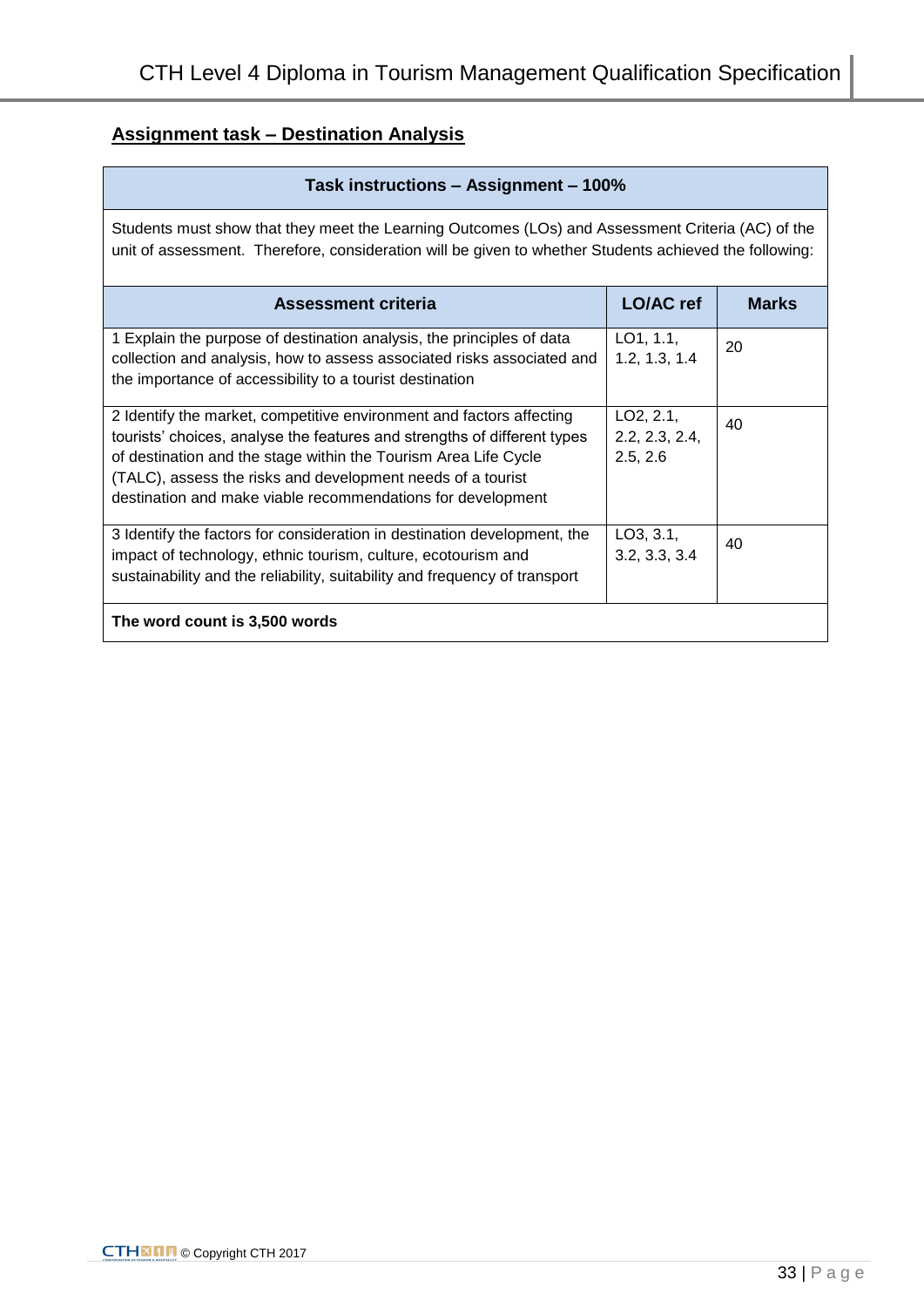## Assignment task – Destination Analysis

| Task instructions – Assignment – 100% | | |
|---|---|---|
| Students must show that they meet the Learning Outcomes (LOs) and Assessment Criteria (AC) of the unit of assessment. Therefore, consideration will be given to whether Students achieved the following: | | |
| **Assessment criteria** | **LO/AC ref** | **Marks** |
| 1 Explain the purpose of destination analysis, the principles of data collection and analysis, how to assess associated risks associated and the importance of accessibility to a tourist destination | LO1, 1.1, 1.2, 1.3, 1.4 | 20 |
| 2 Identify the market, competitive environment and factors affecting tourists' choices, analyse the features and strengths of different types of destination and the stage within the Tourism Area Life Cycle (TALC), assess the risks and development needs of a tourist destination and make viable recommendations for development | LO2, 2.1, 2.2, 2.3, 2.4, 2.5, 2.6 | 40 |
| 3 Identify the factors for consideration in destination development, the impact of technology, ethnic tourism, culture, ecotourism and sustainability and the reliability, suitability and frequency of transport | LO3, 3.1, 3.2, 3.3, 3.4 | 40 |
| **The word count is 3,500 words** | | |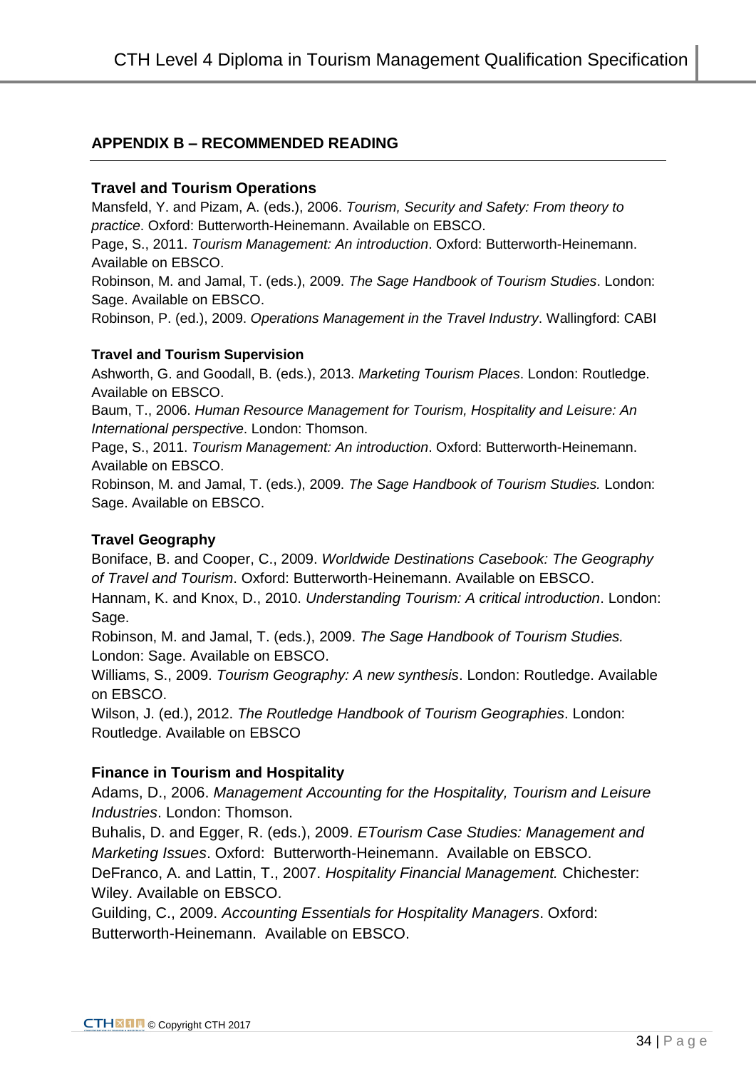## APPENDIX B – RECOMMENDED READING

### Travel and Tourism Operations

Mansfeld, Y. and Pizam, A. (eds.), 2006. *Tourism, Security and Safety: From theory to practice*. Oxford: Butterworth-Heinemann. Available on EBSCO.
Page, S., 2011. *Tourism Management: An introduction*. Oxford: Butterworth-Heinemann. Available on EBSCO.
Robinson, M. and Jamal, T. (eds.), 2009. *The Sage Handbook of Tourism Studies*. London: Sage. Available on EBSCO.
Robinson, P. (ed.), 2009. *Operations Management in the Travel Industry*. Wallingford: CABI

### Travel and Tourism Supervision

Ashworth, G. and Goodall, B. (eds.), 2013. *Marketing Tourism Places*. London: Routledge. Available on EBSCO.
Baum, T., 2006. *Human Resource Management for Tourism, Hospitality and Leisure: An International perspective*. London: Thomson.
Page, S., 2011. *Tourism Management: An introduction*. Oxford: Butterworth-Heinemann. Available on EBSCO.
Robinson, M. and Jamal, T. (eds.), 2009. *The Sage Handbook of Tourism Studies.* London: Sage. Available on EBSCO.

### Travel Geography

Boniface, B. and Cooper, C., 2009. *Worldwide Destinations Casebook: The Geography of Travel and Tourism*. Oxford: Butterworth-Heinemann. Available on EBSCO.
Hannam, K. and Knox, D., 2010. *Understanding Tourism: A critical introduction*. London: Sage.
Robinson, M. and Jamal, T. (eds.), 2009. *The Sage Handbook of Tourism Studies.* London: Sage. Available on EBSCO.
Williams, S., 2009. *Tourism Geography: A new synthesis*. London: Routledge. Available on EBSCO.
Wilson, J. (ed.), 2012. *The Routledge Handbook of Tourism Geographies*. London: Routledge. Available on EBSCO

### Finance in Tourism and Hospitality

Adams, D., 2006. *Management Accounting for the Hospitality, Tourism and Leisure Industries*. London: Thomson.
Buhalis, D. and Egger, R. (eds.), 2009. *ETourism Case Studies: Management and Marketing Issues*. Oxford: Butterworth-Heinemann. Available on EBSCO.
DeFranco, A. and Lattin, T., 2007. *Hospitality Financial Management.* Chichester: Wiley. Available on EBSCO.
Guilding, C., 2009. *Accounting Essentials for Hospitality Managers*. Oxford: Butterworth-Heinemann. Available on EBSCO.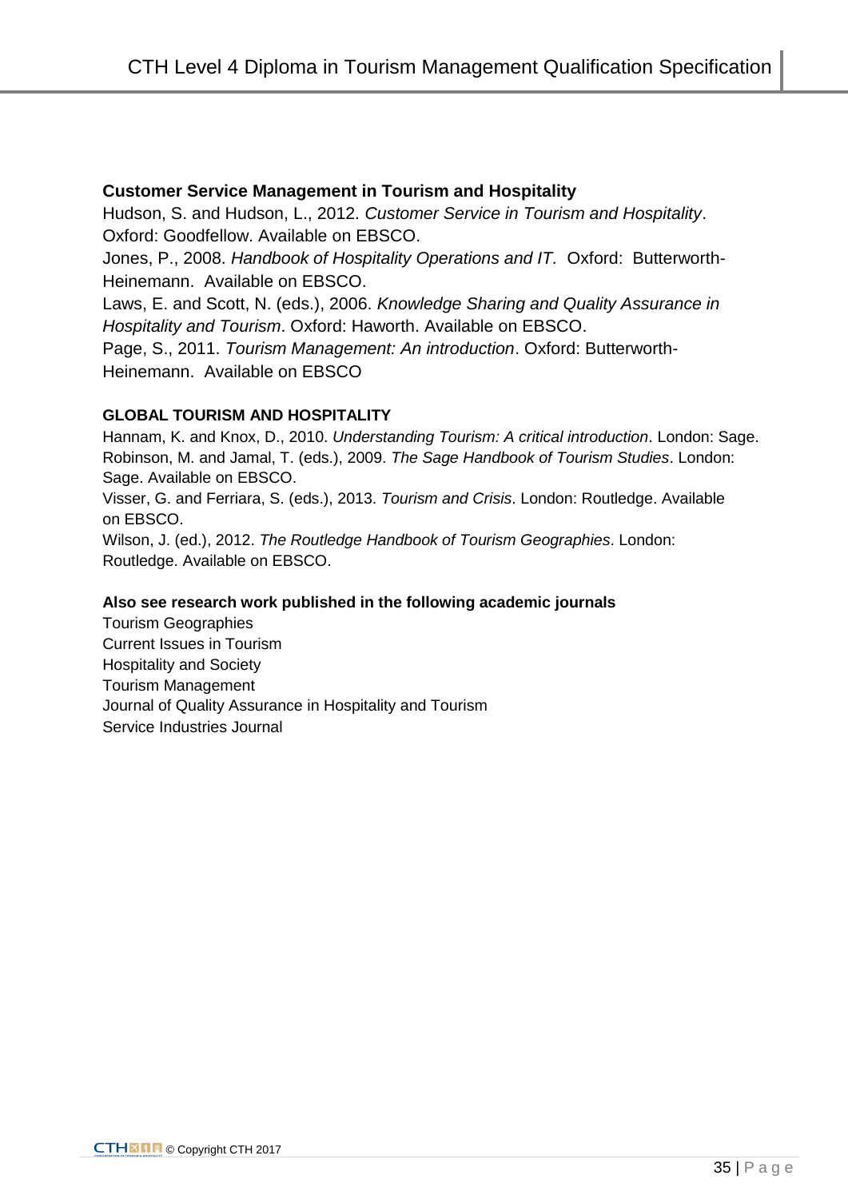**Customer Service Management in Tourism and Hospitality**

Hudson, S. and Hudson, L., 2012. *Customer Service in Tourism and Hospitality*. Oxford: Goodfellow. Available on EBSCO.

Jones, P., 2008. *Handbook of Hospitality Operations and IT.* Oxford: Butterworth-Heinemann. Available on EBSCO.

Laws, E. and Scott, N. (eds.), 2006. *Knowledge Sharing and Quality Assurance in Hospitality and Tourism*. Oxford: Haworth. Available on EBSCO.

Page, S., 2011. *Tourism Management: An introduction*. Oxford: Butterworth-Heinemann. Available on EBSCO

**GLOBAL TOURISM AND HOSPITALITY**

Hannam, K. and Knox, D., 2010. *Understanding Tourism: A critical introduction*. London: Sage.

Robinson, M. and Jamal, T. (eds.), 2009. *The Sage Handbook of Tourism Studies*. London: Sage. Available on EBSCO.

Visser, G. and Ferriara, S. (eds.), 2013. *Tourism and Crisis*. London: Routledge. Available on EBSCO.

Wilson, J. (ed.), 2012. *The Routledge Handbook of Tourism Geographies*. London: Routledge. Available on EBSCO.

**Also see research work published in the following academic journals**

Tourism Geographies
Current Issues in Tourism
Hospitality and Society
Tourism Management
Journal of Quality Assurance in Hospitality and Tourism
Service Industries Journal